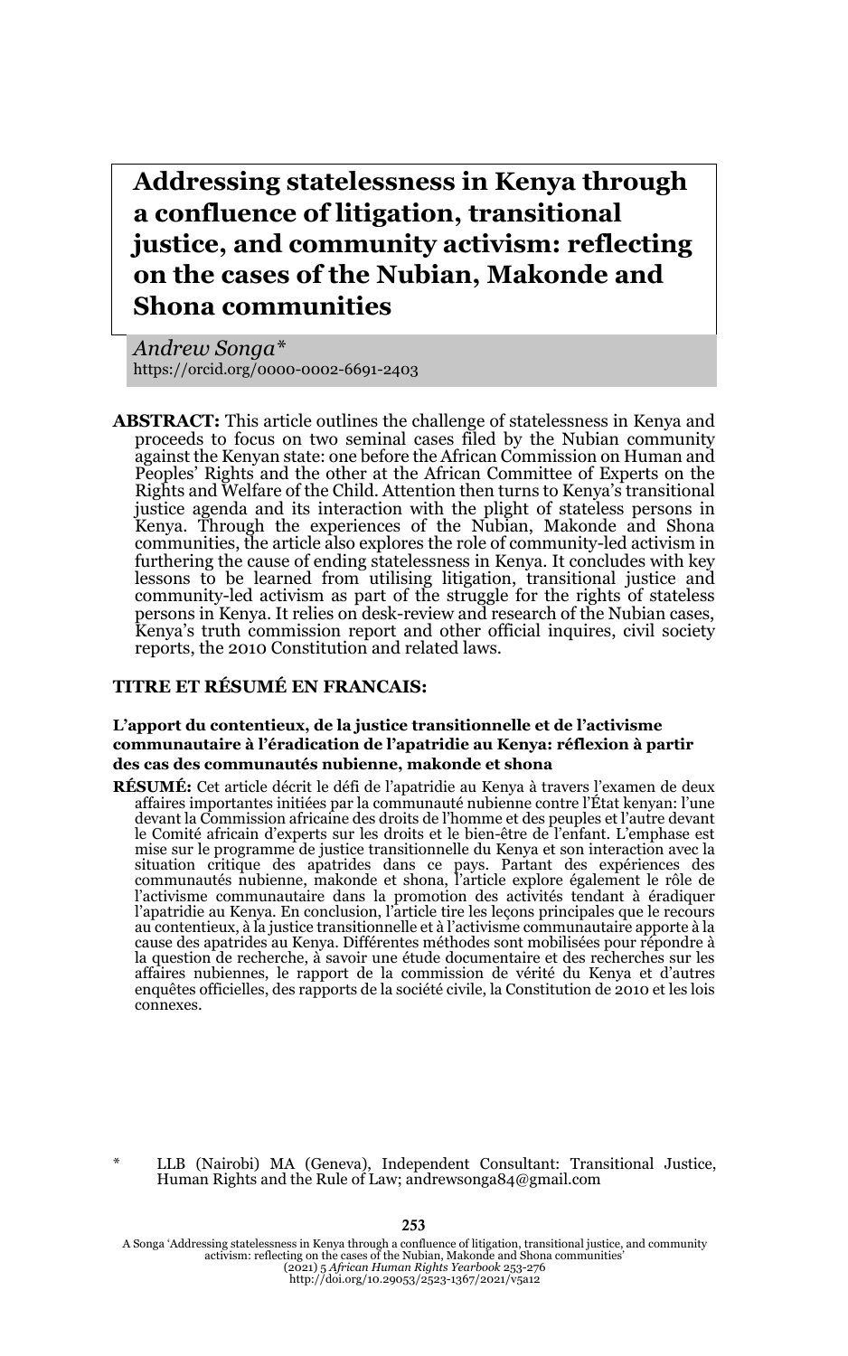# Addressing statelessness in Kenya through a confluence of litigation, transitional justice, and community activism: reflecting on the cases of the Nubian, Makonde and Shona communities

*Andrew Songa\**
https://orcid.org/0000-0002-6691-2403

**ABSTRACT:** This article outlines the challenge of statelessness in Kenya and proceeds to focus on two seminal cases filed by the Nubian community against the Kenyan state: one before the African Commission on Human and Peoples' Rights and the other at the African Committee of Experts on the Rights and Welfare of the Child. Attention then turns to Kenya's transitional justice agenda and its interaction with the plight of stateless persons in Kenya. Through the experiences of the Nubian, Makonde and Shona communities, the article also explores the role of community-led activism in furthering the cause of ending statelessness in Kenya. It concludes with key lessons to be learned from utilising litigation, transitional justice and community-led activism as part of the struggle for the rights of stateless persons in Kenya. It relies on desk-review and research of the Nubian cases, Kenya's truth commission report and other official inquires, civil society reports, the 2010 Constitution and related laws.

**TITRE ET RÉSUMÉ EN FRANCAIS:**

**L'apport du contentieux, de la justice transitionnelle et de l'activisme communautaire à l'éradication de l'apatridie au Kenya: réflexion à partir des cas des communautés nubienne, makonde et shona**

**RÉSUMÉ:** Cet article décrit le défi de l'apatridie au Kenya à travers l'examen de deux affaires importantes initiées par la communauté nubienne contre l'État kenyan: l'une devant la Commission africaine des droits de l'homme et des peuples et l'autre devant le Comité africain d'experts sur les droits et le bien-être de l'enfant. L'emphase est mise sur le programme de justice transitionnelle du Kenya et son interaction avec la situation critique des apatrides dans ce pays. Partant des expériences des communautés nubienne, makonde et shona, l'article explore également le rôle de l'activisme communautaire dans la promotion des activités tendant à éradiquer l'apatridie au Kenya. En conclusion, l'article tire les leçons principales que le recours au contentieux, à la justice transitionnelle et à l'activisme communautaire apporte à la cause des apatrides au Kenya. Différentes méthodes sont mobilisées pour répondre à la question de recherche, à savoir une étude documentaire et des recherches sur les affaires nubiennes, le rapport de la commission de vérité du Kenya et d'autres enquêtes officielles, des rapports de la société civile, la Constitution de 2010 et les lois connexes.

\* LLB (Nairobi) MA (Geneva), Independent Consultant: Transitional Justice, Human Rights and the Rule of Law; andrewsonga84@gmail.com

A Songa 'Addressing statelessness in Kenya through a confluence of litigation, transitional justice, and community activism: reflecting on the cases of the Nubian, Makonde and Shona communities' (2021) 5 *African Human Rights Yearbook* 253-276
http://doi.org/10.29053/2523-1367/2021/v5a12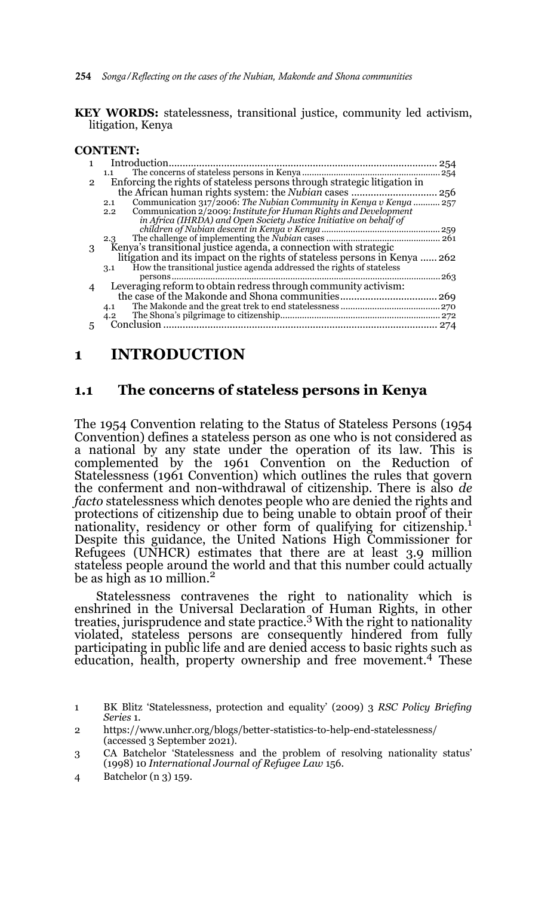**KEY WORDS:** statelessness, transitional justice, community led activism, litigation, Kenya

**CONTENT:**

1 Introduction ........................................................................................... 254
  1.1 The concerns of stateless persons in Kenya ........................................................ 254
2 Enforcing the rights of stateless persons through strategic litigation in the African human rights system: the *Nubian* cases ............................... 256
  2.1 Communication 317/2006: *The Nubian Community in Kenya v Kenya* ........... 257
  2.2 Communication 2/2009: *Institute for Human Rights and Development in Africa (IHRDA) and Open Society Justice Initiative on behalf of children of Nubian descent in Kenya v Kenya* ................................................ 259
  2.3 The challenge of implementing the *Nubian* cases ............................................... 261
3 Kenya's transitional justice agenda, a connection with strategic litigation and its impact on the rights of stateless persons in Kenya ...... 262
  3.1 How the transitional justice agenda addressed the rights of stateless persons ............................................................................................. 263
4 Leveraging reform to obtain redress through community activism: the case of the Makonde and Shona communities .................................. 269
  4.1 The Makonde and the great trek to end statelessness ........................................ 270
  4.2 The Shona's pilgrimage to citizenship................................................................ 272
5 Conclusion ................................................................................................ 274

# 1 INTRODUCTION

## 1.1 The concerns of stateless persons in Kenya

The 1954 Convention relating to the Status of Stateless Persons (1954 Convention) defines a stateless person as one who is not considered as a national by any state under the operation of its law. This is complemented by the 1961 Convention on the Reduction of Statelessness (1961 Convention) which outlines the rules that govern the conferment and non-withdrawal of citizenship. There is also *de facto* statelessness which denotes people who are denied the rights and protections of citizenship due to being unable to obtain proof of their nationality, residency or other form of qualifying for citizenship.[1] Despite this guidance, the United Nations High Commissioner for Refugees (UNHCR) estimates that there are at least 3.9 million stateless people around the world and that this number could actually be as high as 10 million.[2]

Statelessness contravenes the right to nationality which is enshrined in the Universal Declaration of Human Rights, in other treaties, jurisprudence and state practice.[3] With the right to nationality violated, stateless persons are consequently hindered from fully participating in public life and are denied access to basic rights such as education, health, property ownership and free movement.[4] These

1 BK Blitz 'Statelessness, protection and equality' (2009) 3 *RSC Policy Briefing Series* 1.

2 https://www.unhcr.org/blogs/better-statistics-to-help-end-statelessness/ (accessed 3 September 2021).

3 CA Batchelor 'Statelessness and the problem of resolving nationality status' (1998) 10 *International Journal of Refugee Law* 156.

4 Batchelor (n 3) 159.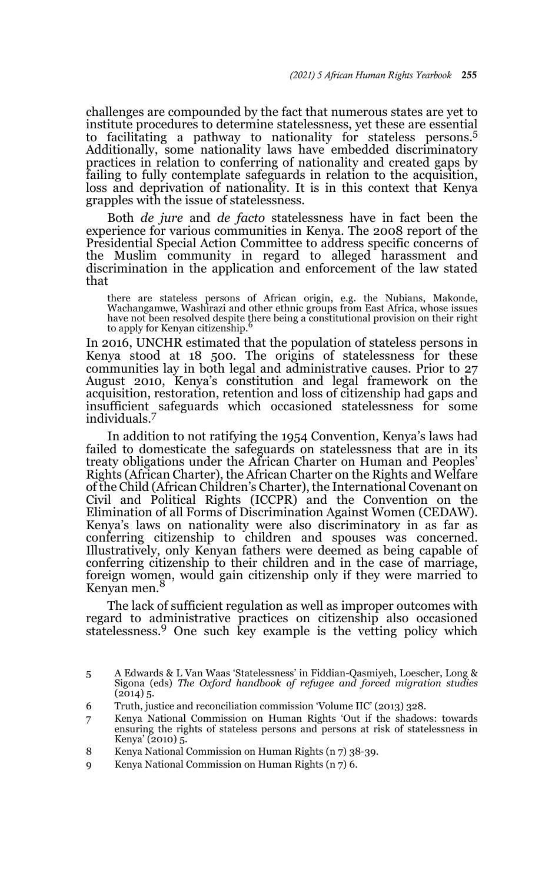challenges are compounded by the fact that numerous states are yet to institute procedures to determine statelessness, yet these are essential to facilitating a pathway to nationality for stateless persons.[5] Additionally, some nationality laws have embedded discriminatory practices in relation to conferring of nationality and created gaps by failing to fully contemplate safeguards in relation to the acquisition, loss and deprivation of nationality. It is in this context that Kenya grapples with the issue of statelessness.

Both *de jure* and *de facto* statelessness have in fact been the experience for various communities in Kenya. The 2008 report of the Presidential Special Action Committee to address specific concerns of the Muslim community in regard to alleged harassment and discrimination in the application and enforcement of the law stated that

> there are stateless persons of African origin, e.g. the Nubians, Makonde, Wachangamwe, Washirazi and other ethnic groups from East Africa, whose issues have not been resolved despite there being a constitutional provision on their right to apply for Kenyan citizenship.[6]

In 2016, UNCHR estimated that the population of stateless persons in Kenya stood at 18 500. The origins of statelessness for these communities lay in both legal and administrative causes. Prior to 27 August 2010, Kenya's constitution and legal framework on the acquisition, restoration, retention and loss of citizenship had gaps and insufficient safeguards which occasioned statelessness for some individuals.[7]

In addition to not ratifying the 1954 Convention, Kenya's laws had failed to domesticate the safeguards on statelessness that are in its treaty obligations under the African Charter on Human and Peoples' Rights (African Charter), the African Charter on the Rights and Welfare of the Child (African Children's Charter), the International Covenant on Civil and Political Rights (ICCPR) and the Convention on the Elimination of all Forms of Discrimination Against Women (CEDAW). Kenya's laws on nationality were also discriminatory in as far as conferring citizenship to children and spouses was concerned. Illustratively, only Kenyan fathers were deemed as being capable of conferring citizenship to their children and in the case of marriage, foreign women, would gain citizenship only if they were married to Kenyan men.[8]

The lack of sufficient regulation as well as improper outcomes with regard to administrative practices on citizenship also occasioned statelessness.[9] One such key example is the vetting policy which

---

5 A Edwards & L Van Waas 'Statelessness' in Fiddian-Qasmiyeh, Loescher, Long & Sigona (eds) *The Oxford handbook of refugee and forced migration studies* (2014) 5.

6 Truth, justice and reconciliation commission 'Volume IIC' (2013) 328.

7 Kenya National Commission on Human Rights 'Out if the shadows: towards ensuring the rights of stateless persons and persons at risk of statelessness in Kenya' (2010) 5.

8 Kenya National Commission on Human Rights (n 7) 38-39.

9 Kenya National Commission on Human Rights (n 7) 6.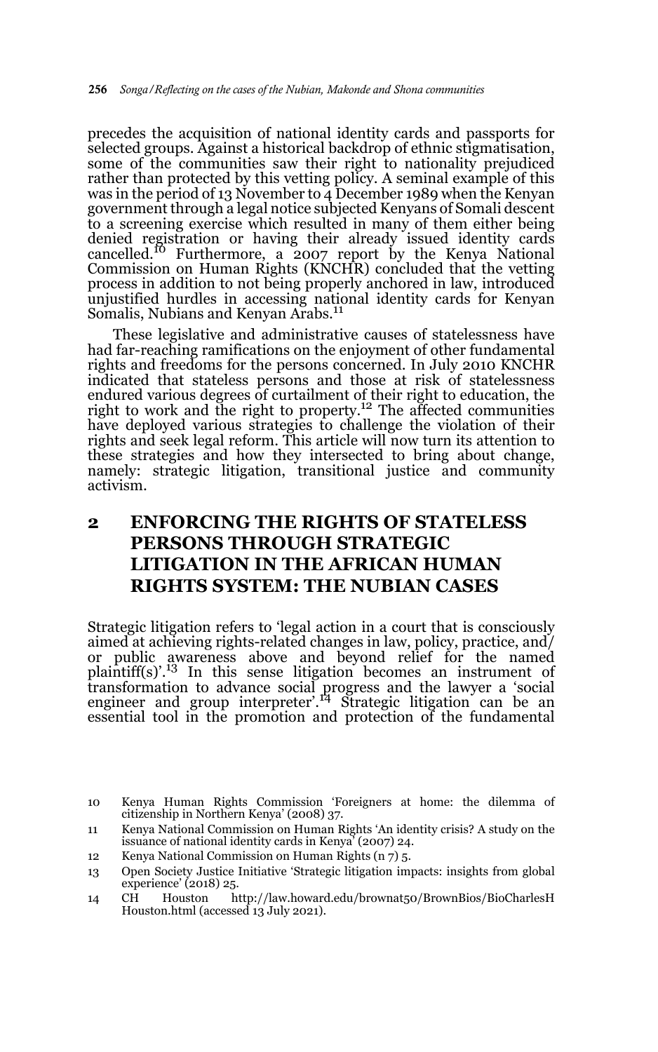precedes the acquisition of national identity cards and passports for selected groups. Against a historical backdrop of ethnic stigmatisation, some of the communities saw their right to nationality prejudiced rather than protected by this vetting policy. A seminal example of this was in the period of 13 November to 4 December 1989 when the Kenyan government through a legal notice subjected Kenyans of Somali descent to a screening exercise which resulted in many of them either being denied registration or having their already issued identity cards cancelled.[10] Furthermore, a 2007 report by the Kenya National Commission on Human Rights (KNCHR) concluded that the vetting process in addition to not being properly anchored in law, introduced unjustified hurdles in accessing national identity cards for Kenyan Somalis, Nubians and Kenyan Arabs.[11]

These legislative and administrative causes of statelessness have had far-reaching ramifications on the enjoyment of other fundamental rights and freedoms for the persons concerned. In July 2010 KNCHR indicated that stateless persons and those at risk of statelessness endured various degrees of curtailment of their right to education, the right to work and the right to property.[12] The affected communities have deployed various strategies to challenge the violation of their rights and seek legal reform. This article will now turn its attention to these strategies and how they intersected to bring about change, namely: strategic litigation, transitional justice and community activism.

## 2 ENFORCING THE RIGHTS OF STATELESS PERSONS THROUGH STRATEGIC LITIGATION IN THE AFRICAN HUMAN RIGHTS SYSTEM: THE NUBIAN CASES

Strategic litigation refers to 'legal action in a court that is consciously aimed at achieving rights-related changes in law, policy, practice, and/or public awareness above and beyond relief for the named plaintiff(s)'.[13] In this sense litigation becomes an instrument of transformation to advance social progress and the lawyer a 'social engineer and group interpreter'.[14] Strategic litigation can be an essential tool in the promotion and protection of the fundamental

10 Kenya Human Rights Commission 'Foreigners at home: the dilemma of citizenship in Northern Kenya' (2008) 37.

11 Kenya National Commission on Human Rights 'An identity crisis? A study on the issuance of national identity cards in Kenya' (2007) 24.

12 Kenya National Commission on Human Rights (n 7) 5.

13 Open Society Justice Initiative 'Strategic litigation impacts: insights from global experience' (2018) 25.

14 CH Houston http://law.howard.edu/brownat50/BrownBios/BioCharlesHHouston.html (accessed 13 July 2021).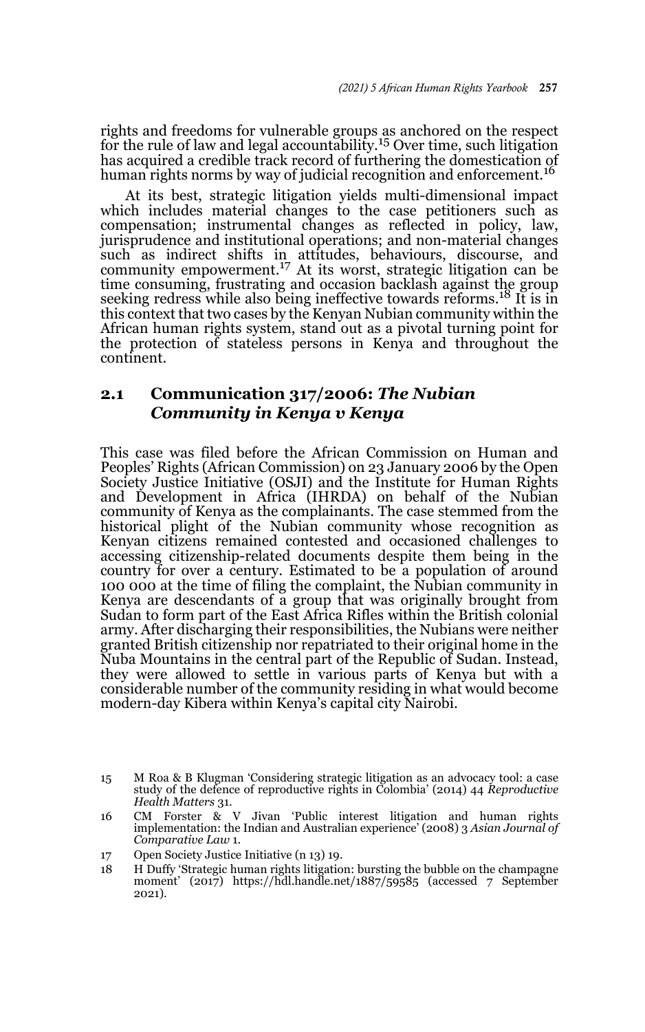rights and freedoms for vulnerable groups as anchored on the respect for the rule of law and legal accountability.[15] Over time, such litigation has acquired a credible track record of furthering the domestication of human rights norms by way of judicial recognition and enforcement.[16]

At its best, strategic litigation yields multi-dimensional impact which includes material changes to the case petitioners such as compensation; instrumental changes as reflected in policy, law, jurisprudence and institutional operations; and non-material changes such as indirect shifts in attitudes, behaviours, discourse, and community empowerment.[17] At its worst, strategic litigation can be time consuming, frustrating and occasion backlash against the group seeking redress while also being ineffective towards reforms.[18] It is in this context that two cases by the Kenyan Nubian community within the African human rights system, stand out as a pivotal turning point for the protection of stateless persons in Kenya and throughout the continent.

## 2.1 Communication 317/2006: *The Nubian Community in Kenya v Kenya*

This case was filed before the African Commission on Human and Peoples' Rights (African Commission) on 23 January 2006 by the Open Society Justice Initiative (OSJI) and the Institute for Human Rights and Development in Africa (IHRDA) on behalf of the Nubian community of Kenya as the complainants. The case stemmed from the historical plight of the Nubian community whose recognition as Kenyan citizens remained contested and occasioned challenges to accessing citizenship-related documents despite them being in the country for over a century. Estimated to be a population of around 100 000 at the time of filing the complaint, the Nubian community in Kenya are descendants of a group that was originally brought from Sudan to form part of the East Africa Rifles within the British colonial army. After discharging their responsibilities, the Nubians were neither granted British citizenship nor repatriated to their original home in the Nuba Mountains in the central part of the Republic of Sudan. Instead, they were allowed to settle in various parts of Kenya but with a considerable number of the community residing in what would become modern-day Kibera within Kenya's capital city Nairobi.

---

15 M Roa & B Klugman 'Considering strategic litigation as an advocacy tool: a case study of the defence of reproductive rights in Colombia' (2014) 44 *Reproductive Health Matters* 31.

16 CM Forster & V Jivan 'Public interest litigation and human rights implementation: the Indian and Australian experience' (2008) 3 *Asian Journal of Comparative Law* 1.

17 Open Society Justice Initiative (n 13) 19.

18 H Duffy 'Strategic human rights litigation: bursting the bubble on the champagne moment' (2017) https://hdl.handle.net/1887/59585 (accessed 7 September 2021).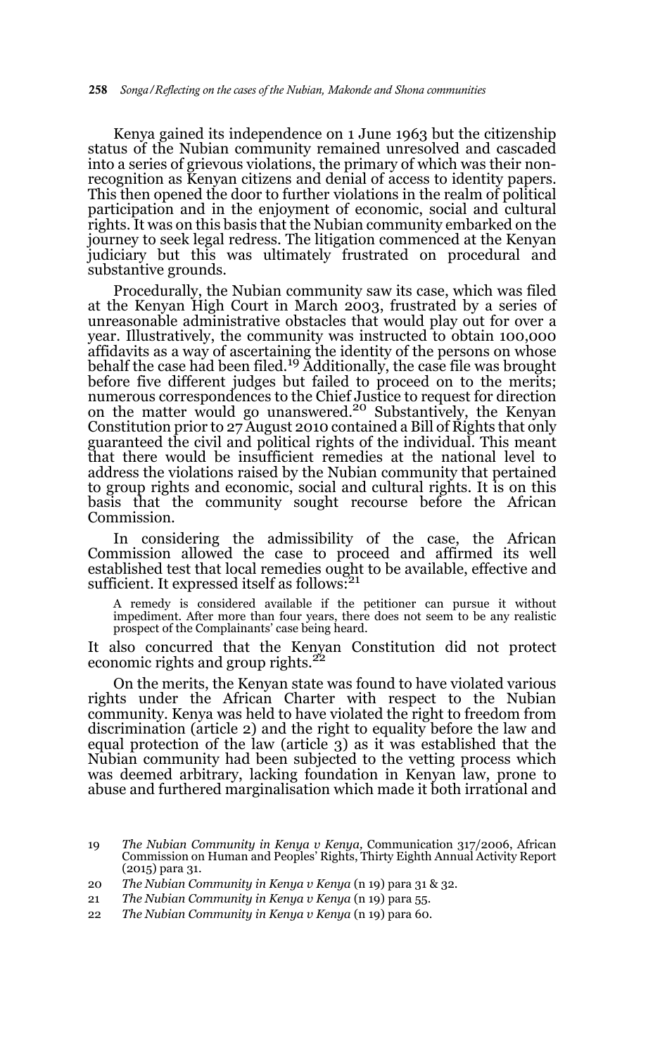Kenya gained its independence on 1 June 1963 but the citizenship status of the Nubian community remained unresolved and cascaded into a series of grievous violations, the primary of which was their non-recognition as Kenyan citizens and denial of access to identity papers. This then opened the door to further violations in the realm of political participation and in the enjoyment of economic, social and cultural rights. It was on this basis that the Nubian community embarked on the journey to seek legal redress. The litigation commenced at the Kenyan judiciary but this was ultimately frustrated on procedural and substantive grounds.

Procedurally, the Nubian community saw its case, which was filed at the Kenyan High Court in March 2003, frustrated by a series of unreasonable administrative obstacles that would play out for over a year. Illustratively, the community was instructed to obtain 100,000 affidavits as a way of ascertaining the identity of the persons on whose behalf the case had been filed.[19] Additionally, the case file was brought before five different judges but failed to proceed on to the merits; numerous correspondences to the Chief Justice to request for direction on the matter would go unanswered.[20] Substantively, the Kenyan Constitution prior to 27 August 2010 contained a Bill of Rights that only guaranteed the civil and political rights of the individual. This meant that there would be insufficient remedies at the national level to address the violations raised by the Nubian community that pertained to group rights and economic, social and cultural rights. It is on this basis that the community sought recourse before the African Commission.

In considering the admissibility of the case, the African Commission allowed the case to proceed and affirmed its well established test that local remedies ought to be available, effective and sufficient. It expressed itself as follows:[21]

> A remedy is considered available if the petitioner can pursue it without impediment. After more than four years, there does not seem to be any realistic prospect of the Complainants' case being heard.

It also concurred that the Kenyan Constitution did not protect economic rights and group rights.[22]

On the merits, the Kenyan state was found to have violated various rights under the African Charter with respect to the Nubian community. Kenya was held to have violated the right to freedom from discrimination (article 2) and the right to equality before the law and equal protection of the law (article 3) as it was established that the Nubian community had been subjected to the vetting process which was deemed arbitrary, lacking foundation in Kenyan law, prone to abuse and furthered marginalisation which made it both irrational and

---

19 *The Nubian Community in Kenya v Kenya*, Communication 317/2006, African Commission on Human and Peoples' Rights, Thirty Eighth Annual Activity Report (2015) para 31.

20 *The Nubian Community in Kenya v Kenya* (n 19) para 31 & 32.

21 *The Nubian Community in Kenya v Kenya* (n 19) para 55.

22 *The Nubian Community in Kenya v Kenya* (n 19) para 60.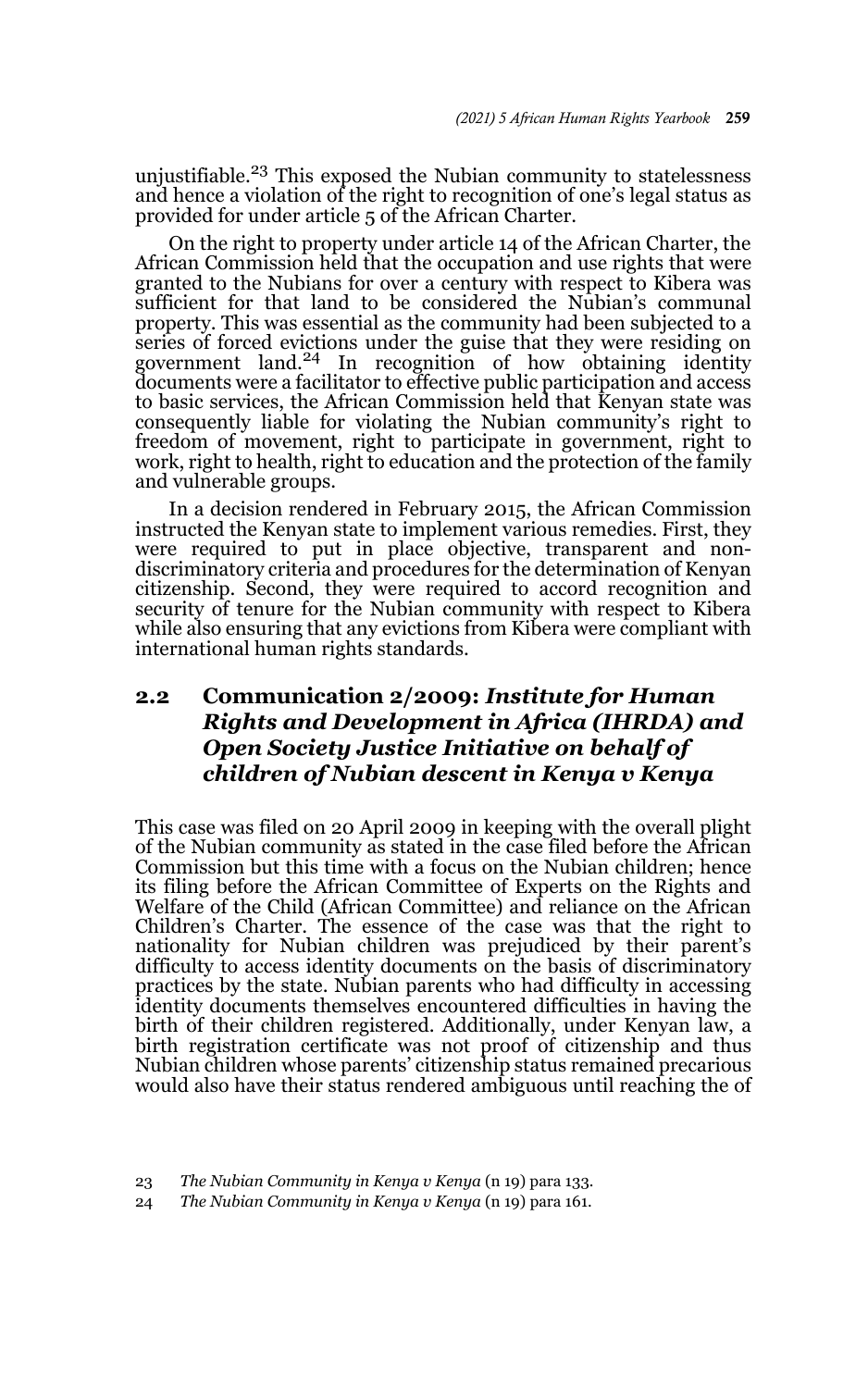unjustifiable.[23] This exposed the Nubian community to statelessness and hence a violation of the right to recognition of one's legal status as provided for under article 5 of the African Charter.

On the right to property under article 14 of the African Charter, the African Commission held that the occupation and use rights that were granted to the Nubians for over a century with respect to Kibera was sufficient for that land to be considered the Nubian's communal property. This was essential as the community had been subjected to a series of forced evictions under the guise that they were residing on government land.[24] In recognition of how obtaining identity documents were a facilitator to effective public participation and access to basic services, the African Commission held that Kenyan state was consequently liable for violating the Nubian community's right to freedom of movement, right to participate in government, right to work, right to health, right to education and the protection of the family and vulnerable groups.

In a decision rendered in February 2015, the African Commission instructed the Kenyan state to implement various remedies. First, they were required to put in place objective, transparent and non-discriminatory criteria and procedures for the determination of Kenyan citizenship. Second, they were required to accord recognition and security of tenure for the Nubian community with respect to Kibera while also ensuring that any evictions from Kibera were compliant with international human rights standards.

## 2.2 Communication 2/2009: *Institute for Human Rights and Development in Africa (IHRDA) and Open Society Justice Initiative on behalf of children of Nubian descent in Kenya v Kenya*

This case was filed on 20 April 2009 in keeping with the overall plight of the Nubian community as stated in the case filed before the African Commission but this time with a focus on the Nubian children; hence its filing before the African Committee of Experts on the Rights and Welfare of the Child (African Committee) and reliance on the African Children's Charter. The essence of the case was that the right to nationality for Nubian children was prejudiced by their parent's difficulty to access identity documents on the basis of discriminatory practices by the state. Nubian parents who had difficulty in accessing identity documents themselves encountered difficulties in having the birth of their children registered. Additionally, under Kenyan law, a birth registration certificate was not proof of citizenship and thus Nubian children whose parents' citizenship status remained precarious would also have their status rendered ambiguous until reaching the of

23 *The Nubian Community in Kenya v Kenya* (n 19) para 133.

24 *The Nubian Community in Kenya v Kenya* (n 19) para 161.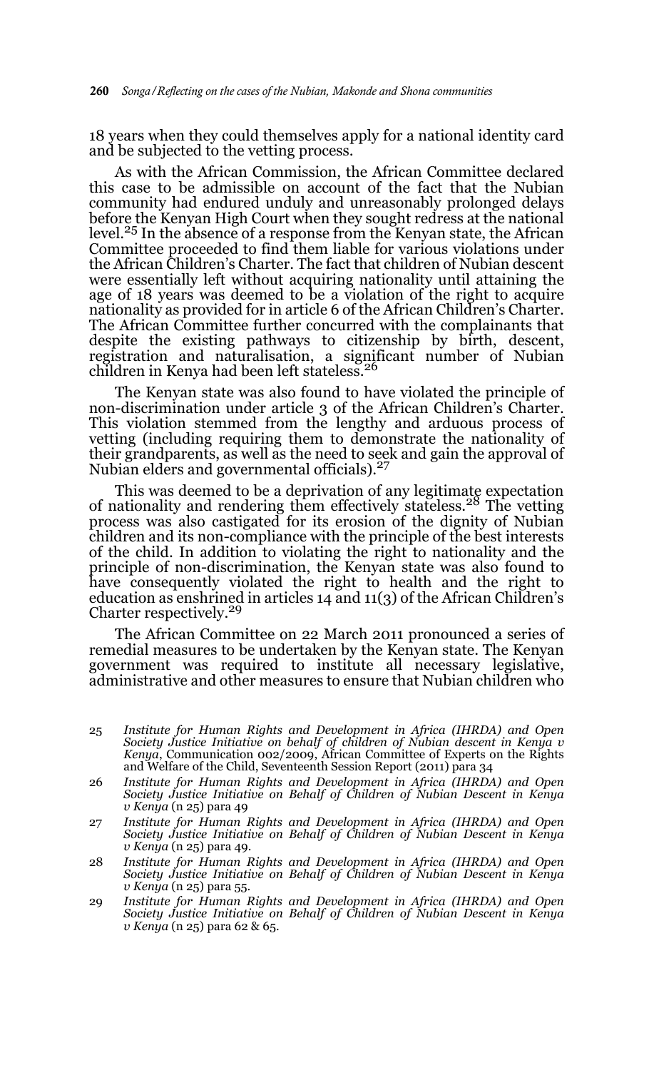18 years when they could themselves apply for a national identity card and be subjected to the vetting process.

As with the African Commission, the African Committee declared this case to be admissible on account of the fact that the Nubian community had endured unduly and unreasonably prolonged delays before the Kenyan High Court when they sought redress at the national level.[25] In the absence of a response from the Kenyan state, the African Committee proceeded to find them liable for various violations under the African Children's Charter. The fact that children of Nubian descent were essentially left without acquiring nationality until attaining the age of 18 years was deemed to be a violation of the right to acquire nationality as provided for in article 6 of the African Children's Charter. The African Committee further concurred with the complainants that despite the existing pathways to citizenship by birth, descent, registration and naturalisation, a significant number of Nubian children in Kenya had been left stateless.[26]

The Kenyan state was also found to have violated the principle of non-discrimination under article 3 of the African Children's Charter. This violation stemmed from the lengthy and arduous process of vetting (including requiring them to demonstrate the nationality of their grandparents, as well as the need to seek and gain the approval of Nubian elders and governmental officials).[27]

This was deemed to be a deprivation of any legitimate expectation of nationality and rendering them effectively stateless.[28] The vetting process was also castigated for its erosion of the dignity of Nubian children and its non-compliance with the principle of the best interests of the child. In addition to violating the right to nationality and the principle of non-discrimination, the Kenyan state was also found to have consequently violated the right to health and the right to education as enshrined in articles 14 and 11(3) of the African Children's Charter respectively.[29]

The African Committee on 22 March 2011 pronounced a series of remedial measures to be undertaken by the Kenyan state. The Kenyan government was required to institute all necessary legislative, administrative and other measures to ensure that Nubian children who

---

25 *Institute for Human Rights and Development in Africa (IHRDA) and Open Society Justice Initiative on behalf of children of Nubian descent in Kenya v Kenya*, Communication 002/2009, African Committee of Experts on the Rights and Welfare of the Child, Seventeenth Session Report (2011) para 34

26 *Institute for Human Rights and Development in Africa (IHRDA) and Open Society Justice Initiative on Behalf of Children of Nubian Descent in Kenya v Kenya* (n 25) para 49

27 *Institute for Human Rights and Development in Africa (IHRDA) and Open Society Justice Initiative on Behalf of Children of Nubian Descent in Kenya v Kenya* (n 25) para 49.

28 *Institute for Human Rights and Development in Africa (IHRDA) and Open Society Justice Initiative on Behalf of Children of Nubian Descent in Kenya v Kenya* (n 25) para 55.

29 *Institute for Human Rights and Development in Africa (IHRDA) and Open Society Justice Initiative on Behalf of Children of Nubian Descent in Kenya v Kenya* (n 25) para 62 & 65.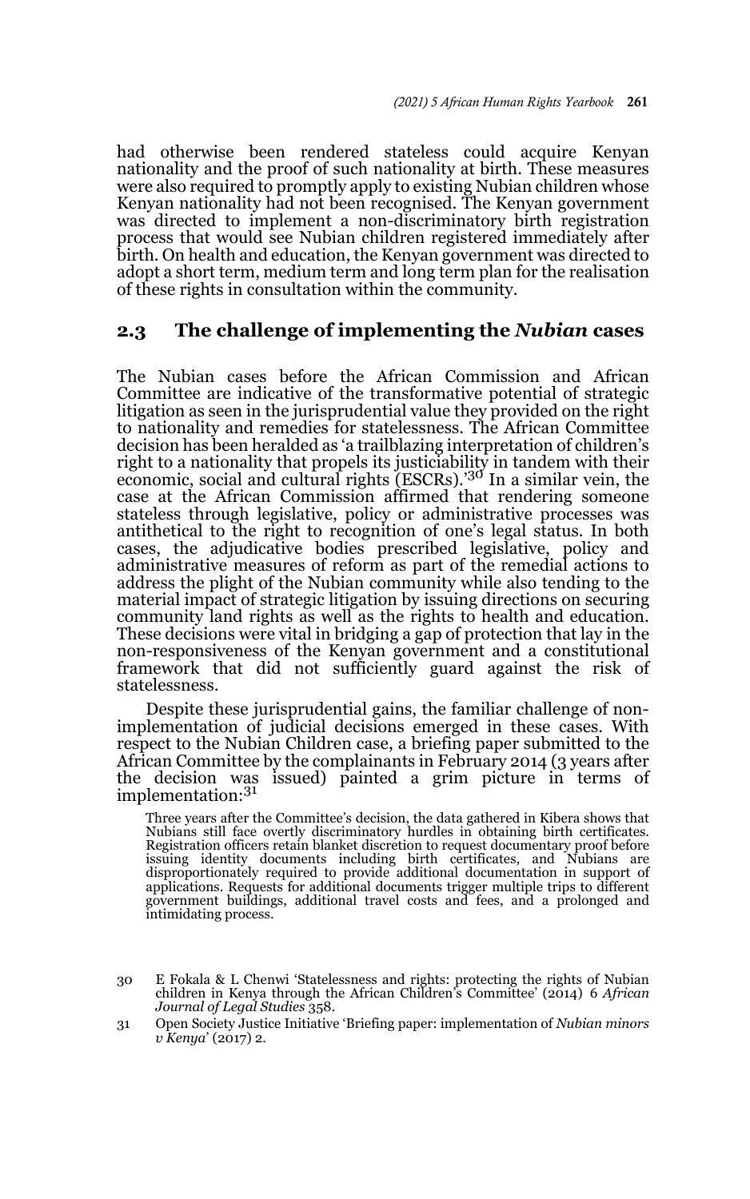had otherwise been rendered stateless could acquire Kenyan nationality and the proof of such nationality at birth. These measures were also required to promptly apply to existing Nubian children whose Kenyan nationality had not been recognised. The Kenyan government was directed to implement a non-discriminatory birth registration process that would see Nubian children registered immediately after birth. On health and education, the Kenyan government was directed to adopt a short term, medium term and long term plan for the realisation of these rights in consultation within the community.

## 2.3 The challenge of implementing the *Nubian* cases

The Nubian cases before the African Commission and African Committee are indicative of the transformative potential of strategic litigation as seen in the jurisprudential value they provided on the right to nationality and remedies for statelessness. The African Committee decision has been heralded as 'a trailblazing interpretation of children's right to a nationality that propels its justiciability in tandem with their economic, social and cultural rights (ESCRs).'[30] In a similar vein, the case at the African Commission affirmed that rendering someone stateless through legislative, policy or administrative processes was antithetical to the right to recognition of one's legal status. In both cases, the adjudicative bodies prescribed legislative, policy and administrative measures of reform as part of the remedial actions to address the plight of the Nubian community while also tending to the material impact of strategic litigation by issuing directions on securing community land rights as well as the rights to health and education. These decisions were vital in bridging a gap of protection that lay in the non-responsiveness of the Kenyan government and a constitutional framework that did not sufficiently guard against the risk of statelessness.

Despite these jurisprudential gains, the familiar challenge of non-implementation of judicial decisions emerged in these cases. With respect to the Nubian Children case, a briefing paper submitted to the African Committee by the complainants in February 2014 (3 years after the decision was issued) painted a grim picture in terms of implementation:[31]

> Three years after the Committee's decision, the data gathered in Kibera shows that Nubians still face overtly discriminatory hurdles in obtaining birth certificates. Registration officers retain blanket discretion to request documentary proof before issuing identity documents including birth certificates, and Nubians are disproportionately required to provide additional documentation in support of applications. Requests for additional documents trigger multiple trips to different government buildings, additional travel costs and fees, and a prolonged and intimidating process.

---

30 E Fokala & L Chenwi 'Statelessness and rights: protecting the rights of Nubian children in Kenya through the African Children's Committee' (2014) 6 *African Journal of Legal Studies* 358.

31 Open Society Justice Initiative 'Briefing paper: implementation of *Nubian minors v Kenya*' (2017) 2.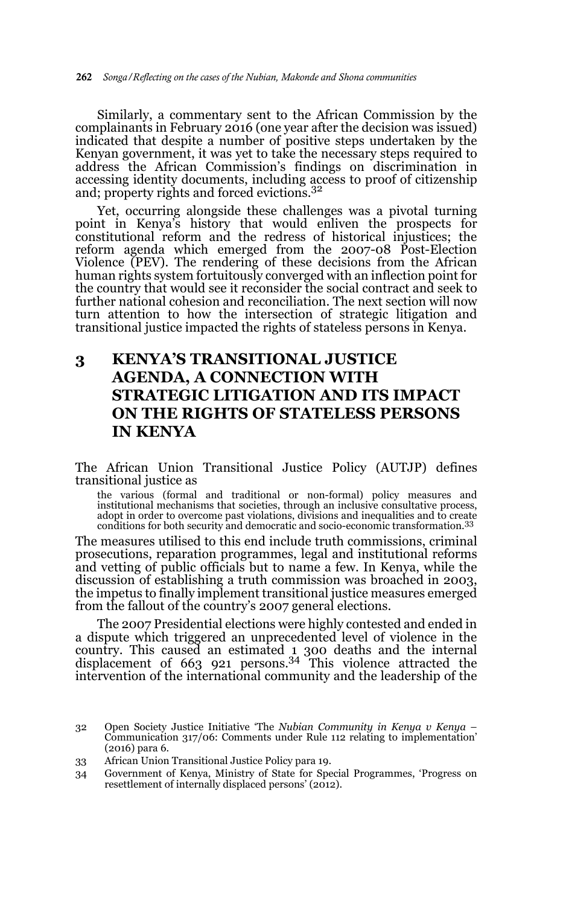Similarly, a commentary sent to the African Commission by the complainants in February 2016 (one year after the decision was issued) indicated that despite a number of positive steps undertaken by the Kenyan government, it was yet to take the necessary steps required to address the African Commission's findings on discrimination in accessing identity documents, including access to proof of citizenship and; property rights and forced evictions.[32]

Yet, occurring alongside these challenges was a pivotal turning point in Kenya's history that would enliven the prospects for constitutional reform and the redress of historical injustices; the reform agenda which emerged from the 2007-08 Post-Election Violence (PEV). The rendering of these decisions from the African human rights system fortuitously converged with an inflection point for the country that would see it reconsider the social contract and seek to further national cohesion and reconciliation. The next section will now turn attention to how the intersection of strategic litigation and transitional justice impacted the rights of stateless persons in Kenya.

## 3 KENYA'S TRANSITIONAL JUSTICE AGENDA, A CONNECTION WITH STRATEGIC LITIGATION AND ITS IMPACT ON THE RIGHTS OF STATELESS PERSONS IN KENYA

The African Union Transitional Justice Policy (AUTJP) defines transitional justice as

> the various (formal and traditional or non-formal) policy measures and institutional mechanisms that societies, through an inclusive consultative process, adopt in order to overcome past violations, divisions and inequalities and to create conditions for both security and democratic and socio-economic transformation.[33]

The measures utilised to this end include truth commissions, criminal prosecutions, reparation programmes, legal and institutional reforms and vetting of public officials but to name a few. In Kenya, while the discussion of establishing a truth commission was broached in 2003, the impetus to finally implement transitional justice measures emerged from the fallout of the country's 2007 general elections.

The 2007 Presidential elections were highly contested and ended in a dispute which triggered an unprecedented level of violence in the country. This caused an estimated 1 300 deaths and the internal displacement of 663 921 persons.[34] This violence attracted the intervention of the international community and the leadership of the

---

32 Open Society Justice Initiative 'The *Nubian Community in Kenya v Kenya* – Communication 317/06: Comments under Rule 112 relating to implementation' (2016) para 6.

33 African Union Transitional Justice Policy para 19.

34 Government of Kenya, Ministry of State for Special Programmes, 'Progress on resettlement of internally displaced persons' (2012).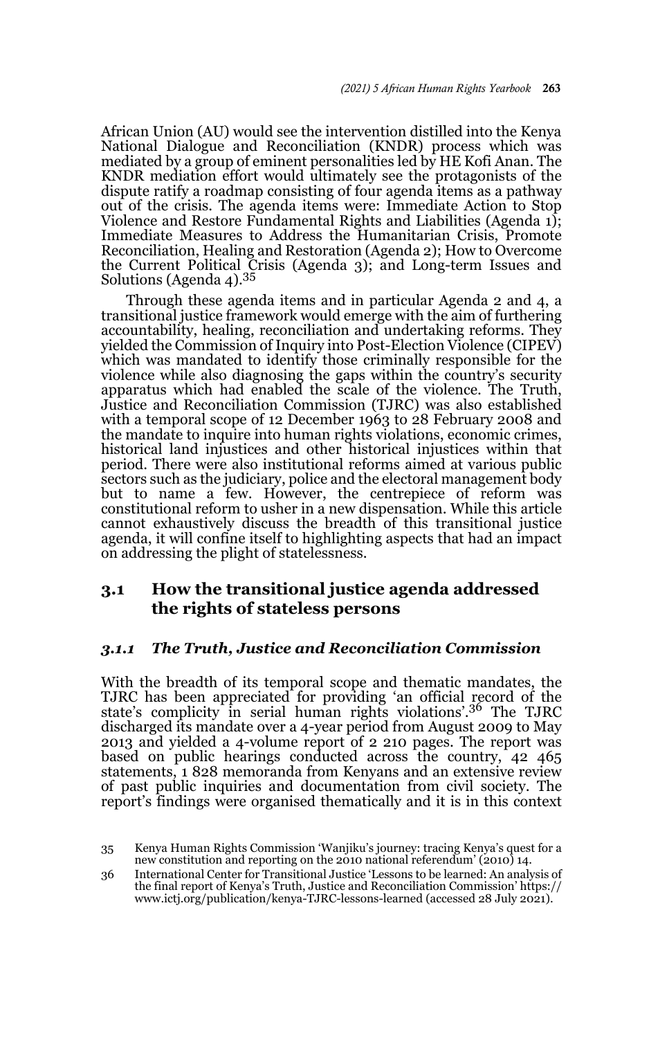African Union (AU) would see the intervention distilled into the Kenya National Dialogue and Reconciliation (KNDR) process which was mediated by a group of eminent personalities led by HE Kofi Anan. The KNDR mediation effort would ultimately see the protagonists of the dispute ratify a roadmap consisting of four agenda items as a pathway out of the crisis. The agenda items were: Immediate Action to Stop Violence and Restore Fundamental Rights and Liabilities (Agenda 1); Immediate Measures to Address the Humanitarian Crisis, Promote Reconciliation, Healing and Restoration (Agenda 2); How to Overcome the Current Political Crisis (Agenda 3); and Long-term Issues and Solutions (Agenda 4).[35]

Through these agenda items and in particular Agenda 2 and 4, a transitional justice framework would emerge with the aim of furthering accountability, healing, reconciliation and undertaking reforms. They yielded the Commission of Inquiry into Post-Election Violence (CIPEV) which was mandated to identify those criminally responsible for the violence while also diagnosing the gaps within the country's security apparatus which had enabled the scale of the violence. The Truth, Justice and Reconciliation Commission (TJRC) was also established with a temporal scope of 12 December 1963 to 28 February 2008 and the mandate to inquire into human rights violations, economic crimes, historical land injustices and other historical injustices within that period. There were also institutional reforms aimed at various public sectors such as the judiciary, police and the electoral management body but to name a few. However, the centrepiece of reform was constitutional reform to usher in a new dispensation. While this article cannot exhaustively discuss the breadth of this transitional justice agenda, it will confine itself to highlighting aspects that had an impact on addressing the plight of statelessness.

## 3.1 How the transitional justice agenda addressed the rights of stateless persons

### *3.1.1 The Truth, Justice and Reconciliation Commission*

With the breadth of its temporal scope and thematic mandates, the TJRC has been appreciated for providing 'an official record of the state's complicity in serial human rights violations'.[36] The TJRC discharged its mandate over a 4-year period from August 2009 to May 2013 and yielded a 4-volume report of 2 210 pages. The report was based on public hearings conducted across the country, 42 465 statements, 1 828 memoranda from Kenyans and an extensive review of past public inquiries and documentation from civil society. The report's findings were organised thematically and it is in this context

35 Kenya Human Rights Commission 'Wanjiku's journey: tracing Kenya's quest for a new constitution and reporting on the 2010 national referendum' (2010) 14.

36 International Center for Transitional Justice 'Lessons to be learned: An analysis of the final report of Kenya's Truth, Justice and Reconciliation Commission' https://www.ictj.org/publication/kenya-TJRC-lessons-learned (accessed 28 July 2021).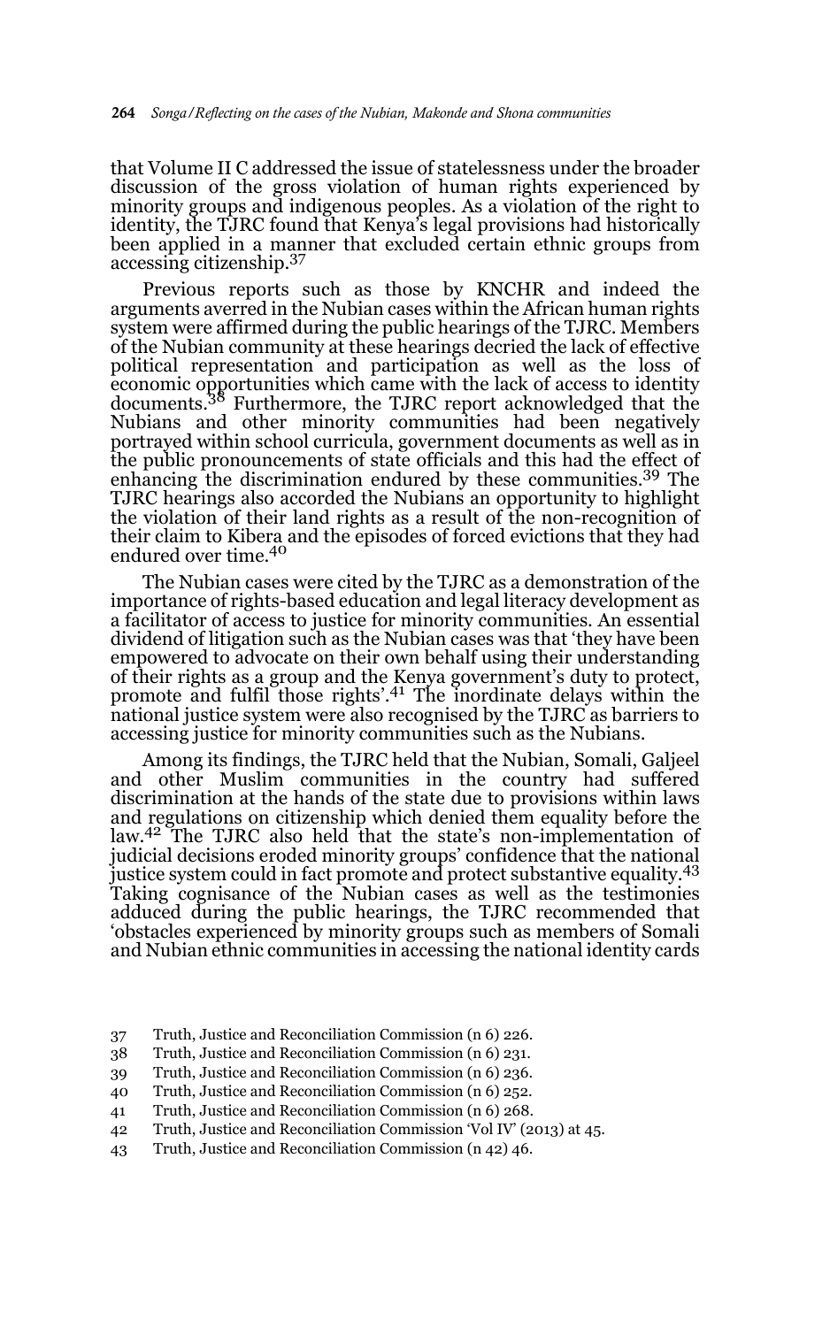that Volume II C addressed the issue of statelessness under the broader discussion of the gross violation of human rights experienced by minority groups and indigenous peoples. As a violation of the right to identity, the TJRC found that Kenya's legal provisions had historically been applied in a manner that excluded certain ethnic groups from accessing citizenship.[37]

Previous reports such as those by KNCHR and indeed the arguments averred in the Nubian cases within the African human rights system were affirmed during the public hearings of the TJRC. Members of the Nubian community at these hearings decried the lack of effective political representation and participation as well as the loss of economic opportunities which came with the lack of access to identity documents.[38] Furthermore, the TJRC report acknowledged that the Nubians and other minority communities had been negatively portrayed within school curricula, government documents as well as in the public pronouncements of state officials and this had the effect of enhancing the discrimination endured by these communities.[39] The TJRC hearings also accorded the Nubians an opportunity to highlight the violation of their land rights as a result of the non-recognition of their claim to Kibera and the episodes of forced evictions that they had endured over time.[40]

The Nubian cases were cited by the TJRC as a demonstration of the importance of rights-based education and legal literacy development as a facilitator of access to justice for minority communities. An essential dividend of litigation such as the Nubian cases was that 'they have been empowered to advocate on their own behalf using their understanding of their rights as a group and the Kenya government's duty to protect, promote and fulfil those rights'.[41] The inordinate delays within the national justice system were also recognised by the TJRC as barriers to accessing justice for minority communities such as the Nubians.

Among its findings, the TJRC held that the Nubian, Somali, Galjeel and other Muslim communities in the country had suffered discrimination at the hands of the state due to provisions within laws and regulations on citizenship which denied them equality before the law.[42] The TJRC also held that the state's non-implementation of judicial decisions eroded minority groups' confidence that the national justice system could in fact promote and protect substantive equality.[43] Taking cognisance of the Nubian cases as well as the testimonies adduced during the public hearings, the TJRC recommended that 'obstacles experienced by minority groups such as members of Somali and Nubian ethnic communities in accessing the national identity cards

37 Truth, Justice and Reconciliation Commission (n 6) 226.
38 Truth, Justice and Reconciliation Commission (n 6) 231.
39 Truth, Justice and Reconciliation Commission (n 6) 236.
40 Truth, Justice and Reconciliation Commission (n 6) 252.
41 Truth, Justice and Reconciliation Commission (n 6) 268.
42 Truth, Justice and Reconciliation Commission 'Vol IV' (2013) at 45.
43 Truth, Justice and Reconciliation Commission (n 42) 46.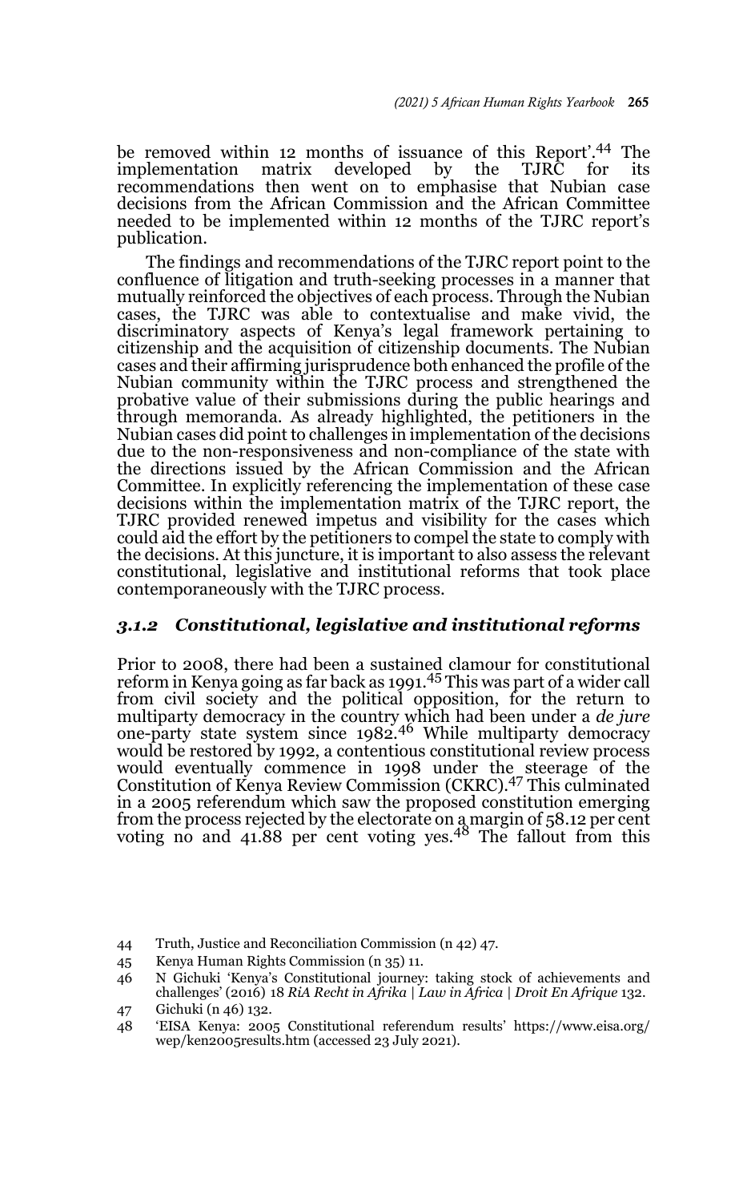be removed within 12 months of issuance of this Report'.[44] The implementation matrix developed by the TJRC for its recommendations then went on to emphasise that Nubian case decisions from the African Commission and the African Committee needed to be implemented within 12 months of the TJRC report's publication.

The findings and recommendations of the TJRC report point to the confluence of litigation and truth-seeking processes in a manner that mutually reinforced the objectives of each process. Through the Nubian cases, the TJRC was able to contextualise and make vivid, the discriminatory aspects of Kenya's legal framework pertaining to citizenship and the acquisition of citizenship documents. The Nubian cases and their affirming jurisprudence both enhanced the profile of the Nubian community within the TJRC process and strengthened the probative value of their submissions during the public hearings and through memoranda. As already highlighted, the petitioners in the Nubian cases did point to challenges in implementation of the decisions due to the non-responsiveness and non-compliance of the state with the directions issued by the African Commission and the African Committee. In explicitly referencing the implementation of these case decisions within the implementation matrix of the TJRC report, the TJRC provided renewed impetus and visibility for the cases which could aid the effort by the petitioners to compel the state to comply with the decisions. At this juncture, it is important to also assess the relevant constitutional, legislative and institutional reforms that took place contemporaneously with the TJRC process.

### *3.1.2 Constitutional, legislative and institutional reforms*

Prior to 2008, there had been a sustained clamour for constitutional reform in Kenya going as far back as 1991.[45] This was part of a wider call from civil society and the political opposition, for the return to multiparty democracy in the country which had been under a *de jure* one-party state system since 1982.[46] While multiparty democracy would be restored by 1992, a contentious constitutional review process would eventually commence in 1998 under the steerage of the Constitution of Kenya Review Commission (CKRC).[47] This culminated in a 2005 referendum which saw the proposed constitution emerging from the process rejected by the electorate on a margin of 58.12 per cent voting no and 41.88 per cent voting yes.[48] The fallout from this

44 Truth, Justice and Reconciliation Commission (n 42) 47.

45 Kenya Human Rights Commission (n 35) 11.

46 N Gichuki 'Kenya's Constitutional journey: taking stock of achievements and challenges' (2016) 18 *RiA Recht in Afrika | Law in Africa | Droit En Afrique* 132.

47 Gichuki (n 46) 132.

48 'EISA Kenya: 2005 Constitutional referendum results' https://www.eisa.org/wep/ken2005results.htm (accessed 23 July 2021).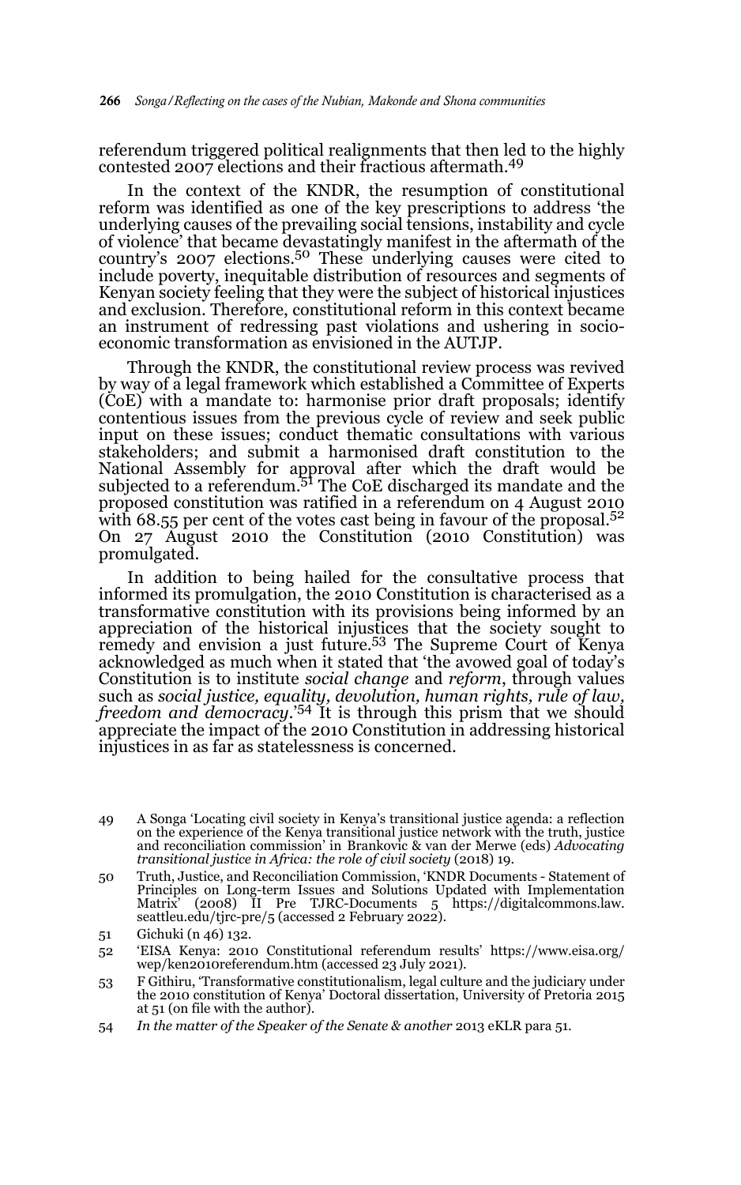referendum triggered political realignments that then led to the highly contested 2007 elections and their fractious aftermath.[49]

In the context of the KNDR, the resumption of constitutional reform was identified as one of the key prescriptions to address 'the underlying causes of the prevailing social tensions, instability and cycle of violence' that became devastatingly manifest in the aftermath of the country's 2007 elections.[50] These underlying causes were cited to include poverty, inequitable distribution of resources and segments of Kenyan society feeling that they were the subject of historical injustices and exclusion. Therefore, constitutional reform in this context became an instrument of redressing past violations and ushering in socio-economic transformation as envisioned in the AUTJP.

Through the KNDR, the constitutional review process was revived by way of a legal framework which established a Committee of Experts (CoE) with a mandate to: harmonise prior draft proposals; identify contentious issues from the previous cycle of review and seek public input on these issues; conduct thematic consultations with various stakeholders; and submit a harmonised draft constitution to the National Assembly for approval after which the draft would be subjected to a referendum.[51] The CoE discharged its mandate and the proposed constitution was ratified in a referendum on 4 August 2010 with 68.55 per cent of the votes cast being in favour of the proposal.[52] On 27 August 2010 the Constitution (2010 Constitution) was promulgated.

In addition to being hailed for the consultative process that informed its promulgation, the 2010 Constitution is characterised as a transformative constitution with its provisions being informed by an appreciation of the historical injustices that the society sought to remedy and envision a just future.[53] The Supreme Court of Kenya acknowledged as much when it stated that 'the avowed goal of today's Constitution is to institute *social change* and *reform*, through values such as *social justice, equality, devolution, human rights, rule of law, freedom and democracy*.'[54] It is through this prism that we should appreciate the impact of the 2010 Constitution in addressing historical injustices in as far as statelessness is concerned.

---

49 A Songa 'Locating civil society in Kenya's transitional justice agenda: a reflection on the experience of the Kenya transitional justice network with the truth, justice and reconciliation commission' in Brankovic & van der Merwe (eds) *Advocating transitional justice in Africa: the role of civil society* (2018) 19.

50 Truth, Justice, and Reconciliation Commission, 'KNDR Documents - Statement of Principles on Long-term Issues and Solutions Updated with Implementation Matrix' (2008) II Pre TJRC-Documents 5 https://digitalcommons.law.seattleu.edu/tjrc-pre/5 (accessed 2 February 2022).

51 Gichuki (n 46) 132.

52 'EISA Kenya: 2010 Constitutional referendum results' https://www.eisa.org/wep/ken2010referendum.htm (accessed 23 July 2021).

53 F Githiru, 'Transformative constitutionalism, legal culture and the judiciary under the 2010 constitution of Kenya' Doctoral dissertation, University of Pretoria 2015 at 51 (on file with the author).

54 *In the matter of the Speaker of the Senate & another* 2013 eKLR para 51.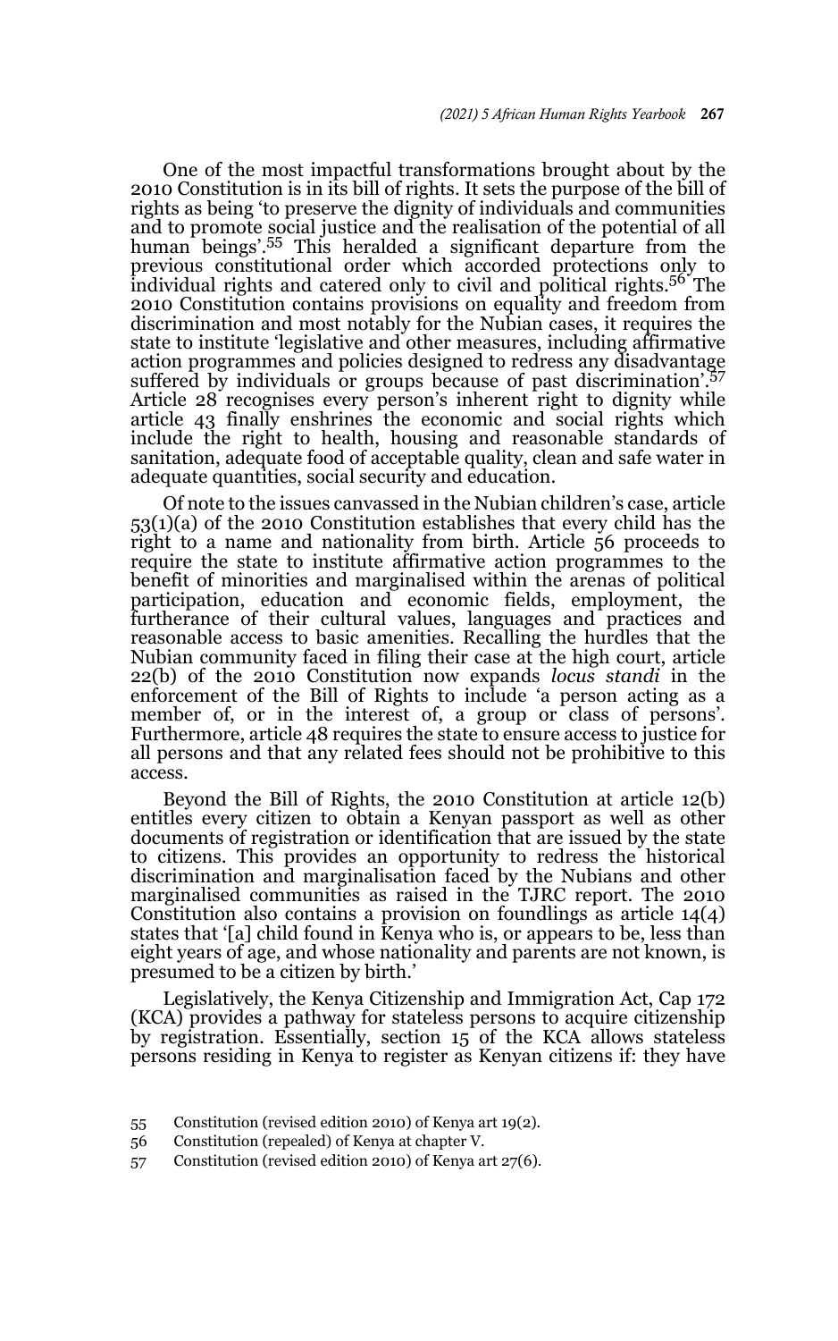One of the most impactful transformations brought about by the 2010 Constitution is in its bill of rights. It sets the purpose of the bill of rights as being 'to preserve the dignity of individuals and communities and to promote social justice and the realisation of the potential of all human beings'.[55] This heralded a significant departure from the previous constitutional order which accorded protections only to individual rights and catered only to civil and political rights.[56] The 2010 Constitution contains provisions on equality and freedom from discrimination and most notably for the Nubian cases, it requires the state to institute 'legislative and other measures, including affirmative action programmes and policies designed to redress any disadvantage suffered by individuals or groups because of past discrimination'.[57] Article 28 recognises every person's inherent right to dignity while article 43 finally enshrines the economic and social rights which include the right to health, housing and reasonable standards of sanitation, adequate food of acceptable quality, clean and safe water in adequate quantities, social security and education.

Of note to the issues canvassed in the Nubian children's case, article 53(1)(a) of the 2010 Constitution establishes that every child has the right to a name and nationality from birth. Article 56 proceeds to require the state to institute affirmative action programmes to the benefit of minorities and marginalised within the arenas of political participation, education and economic fields, employment, the furtherance of their cultural values, languages and practices and reasonable access to basic amenities. Recalling the hurdles that the Nubian community faced in filing their case at the high court, article 22(b) of the 2010 Constitution now expands *locus standi* in the enforcement of the Bill of Rights to include 'a person acting as a member of, or in the interest of, a group or class of persons'. Furthermore, article 48 requires the state to ensure access to justice for all persons and that any related fees should not be prohibitive to this access.

Beyond the Bill of Rights, the 2010 Constitution at article 12(b) entitles every citizen to obtain a Kenyan passport as well as other documents of registration or identification that are issued by the state to citizens. This provides an opportunity to redress the historical discrimination and marginalisation faced by the Nubians and other marginalised communities as raised in the TJRC report. The 2010 Constitution also contains a provision on foundlings as article 14(4) states that '[a] child found in Kenya who is, or appears to be, less than eight years of age, and whose nationality and parents are not known, is presumed to be a citizen by birth.'

Legislatively, the Kenya Citizenship and Immigration Act, Cap 172 (KCA) provides a pathway for stateless persons to acquire citizenship by registration. Essentially, section 15 of the KCA allows stateless persons residing in Kenya to register as Kenyan citizens if: they have

55 Constitution (revised edition 2010) of Kenya art 19(2).

56 Constitution (repealed) of Kenya at chapter V.

57 Constitution (revised edition 2010) of Kenya art 27(6).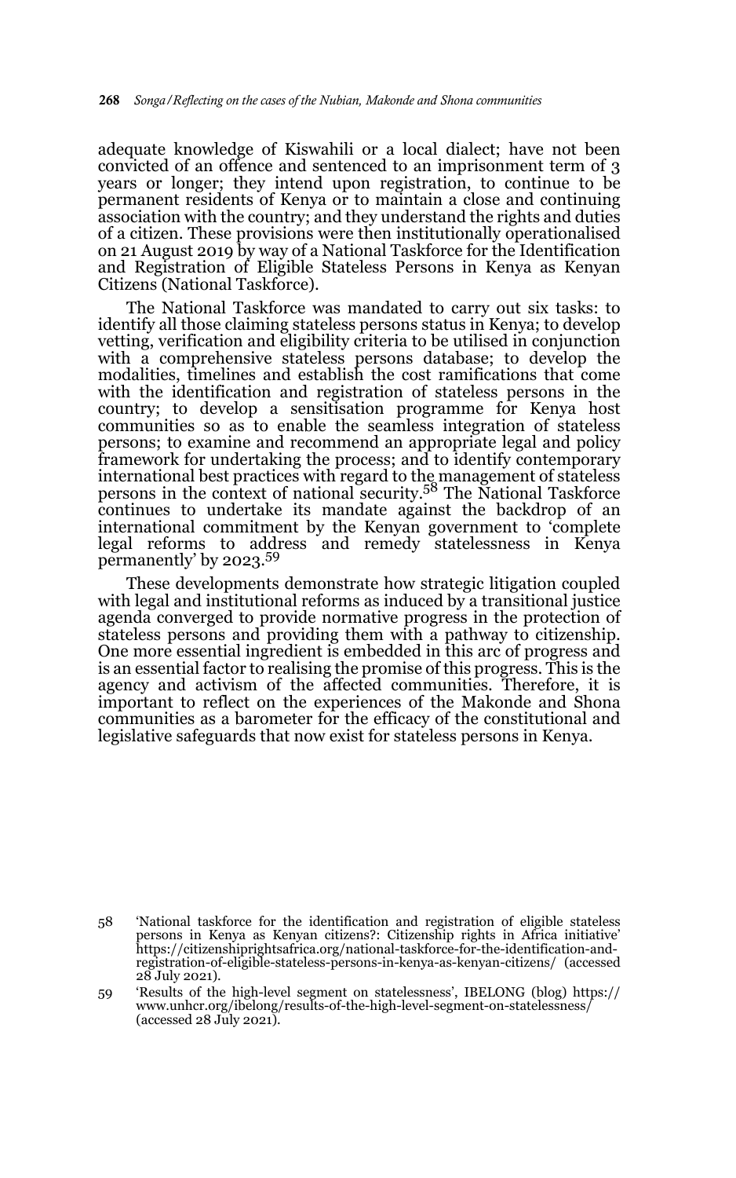adequate knowledge of Kiswahili or a local dialect; have not been convicted of an offence and sentenced to an imprisonment term of 3 years or longer; they intend upon registration, to continue to be permanent residents of Kenya or to maintain a close and continuing association with the country; and they understand the rights and duties of a citizen. These provisions were then institutionally operationalised on 21 August 2019 by way of a National Taskforce for the Identification and Registration of Eligible Stateless Persons in Kenya as Kenyan Citizens (National Taskforce).

The National Taskforce was mandated to carry out six tasks: to identify all those claiming stateless persons status in Kenya; to develop vetting, verification and eligibility criteria to be utilised in conjunction with a comprehensive stateless persons database; to develop the modalities, timelines and establish the cost ramifications that come with the identification and registration of stateless persons in the country; to develop a sensitisation programme for Kenya host communities so as to enable the seamless integration of stateless persons; to examine and recommend an appropriate legal and policy framework for undertaking the process; and to identify contemporary international best practices with regard to the management of stateless persons in the context of national security.[58] The National Taskforce continues to undertake its mandate against the backdrop of an international commitment by the Kenyan government to 'complete legal reforms to address and remedy statelessness in Kenya permanently' by 2023.[59]

These developments demonstrate how strategic litigation coupled with legal and institutional reforms as induced by a transitional justice agenda converged to provide normative progress in the protection of stateless persons and providing them with a pathway to citizenship. One more essential ingredient is embedded in this arc of progress and is an essential factor to realising the promise of this progress. This is the agency and activism of the affected communities. Therefore, it is important to reflect on the experiences of the Makonde and Shona communities as a barometer for the efficacy of the constitutional and legislative safeguards that now exist for stateless persons in Kenya.

58 'National taskforce for the identification and registration of eligible stateless persons in Kenya as Kenyan citizens?: Citizenship rights in Africa initiative' https://citizenshiprightsafrica.org/national-taskforce-for-the-identification-and-registration-of-eligible-stateless-persons-in-kenya-as-kenyan-citizens/ (accessed 28 July 2021).

59 'Results of the high-level segment on statelessness', IBELONG (blog) https://www.unhcr.org/ibelong/results-of-the-high-level-segment-on-statelessness/ (accessed 28 July 2021).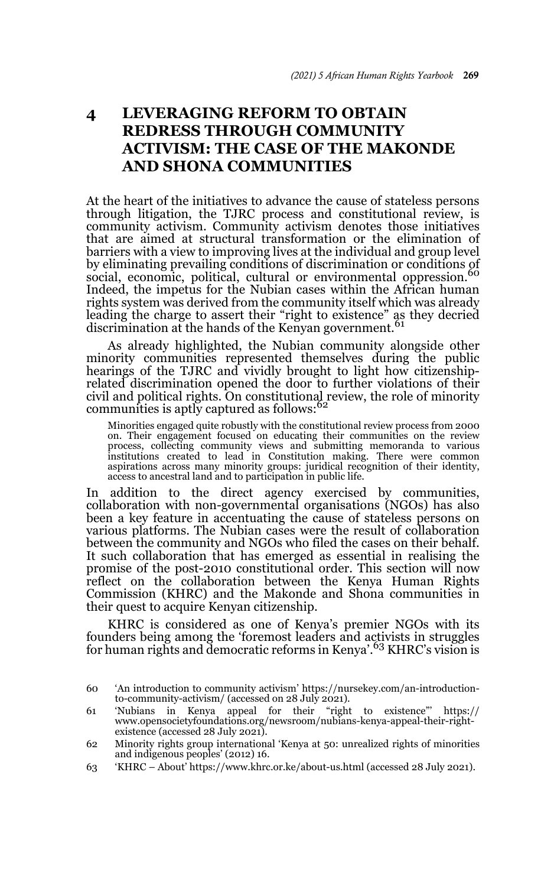## 4 LEVERAGING REFORM TO OBTAIN REDRESS THROUGH COMMUNITY ACTIVISM: THE CASE OF THE MAKONDE AND SHONA COMMUNITIES

At the heart of the initiatives to advance the cause of stateless persons through litigation, the TJRC process and constitutional review, is community activism. Community activism denotes those initiatives that are aimed at structural transformation or the elimination of barriers with a view to improving lives at the individual and group level by eliminating prevailing conditions of discrimination or conditions of social, economic, political, cultural or environmental oppression.[60] Indeed, the impetus for the Nubian cases within the African human rights system was derived from the community itself which was already leading the charge to assert their "right to existence" as they decried discrimination at the hands of the Kenyan government.[61]

As already highlighted, the Nubian community alongside other minority communities represented themselves during the public hearings of the TJRC and vividly brought to light how citizenship-related discrimination opened the door to further violations of their civil and political rights. On constitutional review, the role of minority communities is aptly captured as follows:[62]

> Minorities engaged quite robustly with the constitutional review process from 2000 on. Their engagement focused on educating their communities on the review process, collecting community views and submitting memoranda to various institutions created to lead in Constitution making. There were common aspirations across many minority groups: juridical recognition of their identity, access to ancestral land and to participation in public life.

In addition to the direct agency exercised by communities, collaboration with non-governmental organisations (NGOs) has also been a key feature in accentuating the cause of stateless persons on various platforms. The Nubian cases were the result of collaboration between the community and NGOs who filed the cases on their behalf. It such collaboration that has emerged as essential in realising the promise of the post-2010 constitutional order. This section will now reflect on the collaboration between the Kenya Human Rights Commission (KHRC) and the Makonde and Shona communities in their quest to acquire Kenyan citizenship.

KHRC is considered as one of Kenya's premier NGOs with its founders being among the 'foremost leaders and activists in struggles for human rights and democratic reforms in Kenya'.[63] KHRC's vision is

---

60 'An introduction to community activism' https://nursekey.com/an-introduction-to-community-activism/ (accessed on 28 July 2021).

61 'Nubians in Kenya appeal for their "right to existence"' https://www.opensocietyfoundations.org/newsroom/nubians-kenya-appeal-their-right-existence (accessed 28 July 2021).

62 Minority rights group international 'Kenya at 50: unrealized rights of minorities and indigenous peoples' (2012) 16.

63 'KHRC – About' https://www.khrc.or.ke/about-us.html (accessed 28 July 2021).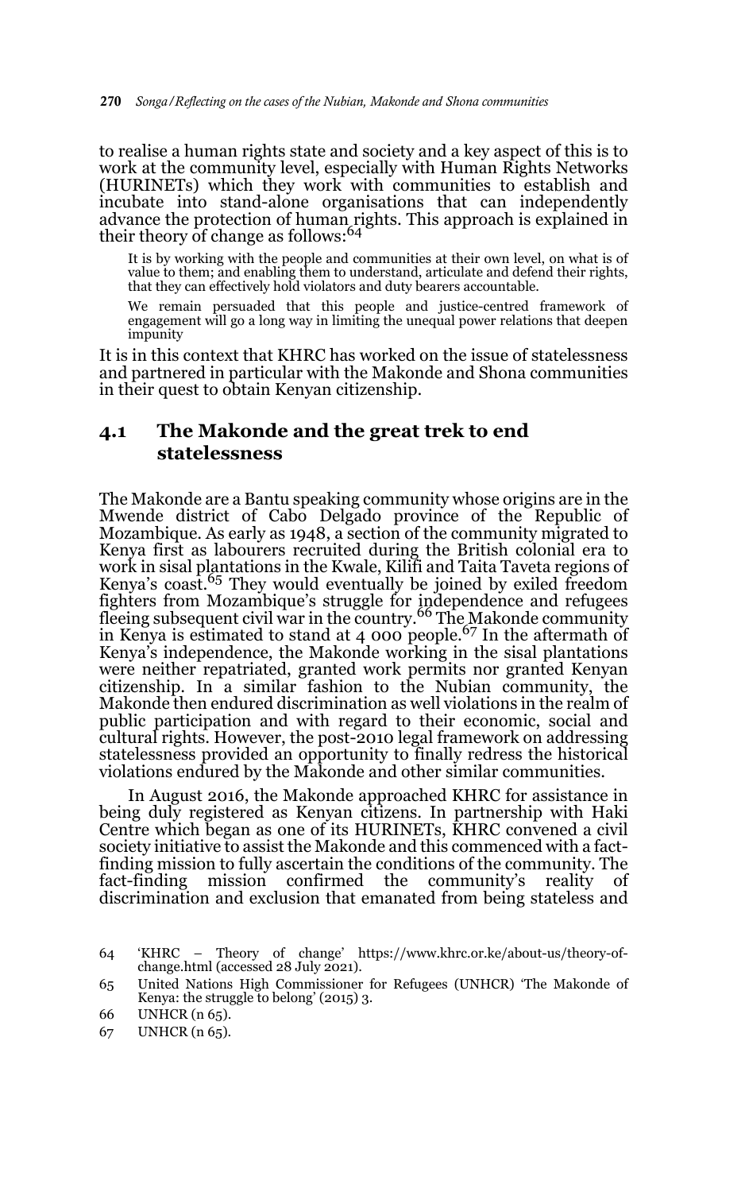to realise a human rights state and society and a key aspect of this is to work at the community level, especially with Human Rights Networks (HURINETs) which they work with communities to establish and incubate into stand-alone organisations that can independently advance the protection of human rights. This approach is explained in their theory of change as follows:[64]

> It is by working with the people and communities at their own level, on what is of value to them; and enabling them to understand, articulate and defend their rights, that they can effectively hold violators and duty bearers accountable.
>
> We remain persuaded that this people and justice-centred framework of engagement will go a long way in limiting the unequal power relations that deepen impunity

It is in this context that KHRC has worked on the issue of statelessness and partnered in particular with the Makonde and Shona communities in their quest to obtain Kenyan citizenship.

## 4.1 The Makonde and the great trek to end statelessness

The Makonde are a Bantu speaking community whose origins are in the Mwende district of Cabo Delgado province of the Republic of Mozambique. As early as 1948, a section of the community migrated to Kenya first as labourers recruited during the British colonial era to work in sisal plantations in the Kwale, Kilifi and Taita Taveta regions of Kenya's coast.[65] They would eventually be joined by exiled freedom fighters from Mozambique's struggle for independence and refugees fleeing subsequent civil war in the country.[66] The Makonde community in Kenya is estimated to stand at 4 000 people.[67] In the aftermath of Kenya's independence, the Makonde working in the sisal plantations were neither repatriated, granted work permits nor granted Kenyan citizenship. In a similar fashion to the Nubian community, the Makonde then endured discrimination as well violations in the realm of public participation and with regard to their economic, social and cultural rights. However, the post-2010 legal framework on addressing statelessness provided an opportunity to finally redress the historical violations endured by the Makonde and other similar communities.

In August 2016, the Makonde approached KHRC for assistance in being duly registered as Kenyan citizens. In partnership with Haki Centre which began as one of its HURINETs, KHRC convened a civil society initiative to assist the Makonde and this commenced with a fact-finding mission to fully ascertain the conditions of the community. The fact-finding mission confirmed the community's reality of discrimination and exclusion that emanated from being stateless and

---

64 'KHRC – Theory of change' https://www.khrc.or.ke/about-us/theory-of-change.html (accessed 28 July 2021).

65 United Nations High Commissioner for Refugees (UNHCR) 'The Makonde of Kenya: the struggle to belong' (2015) 3.

66 UNHCR (n 65).

67 UNHCR (n 65).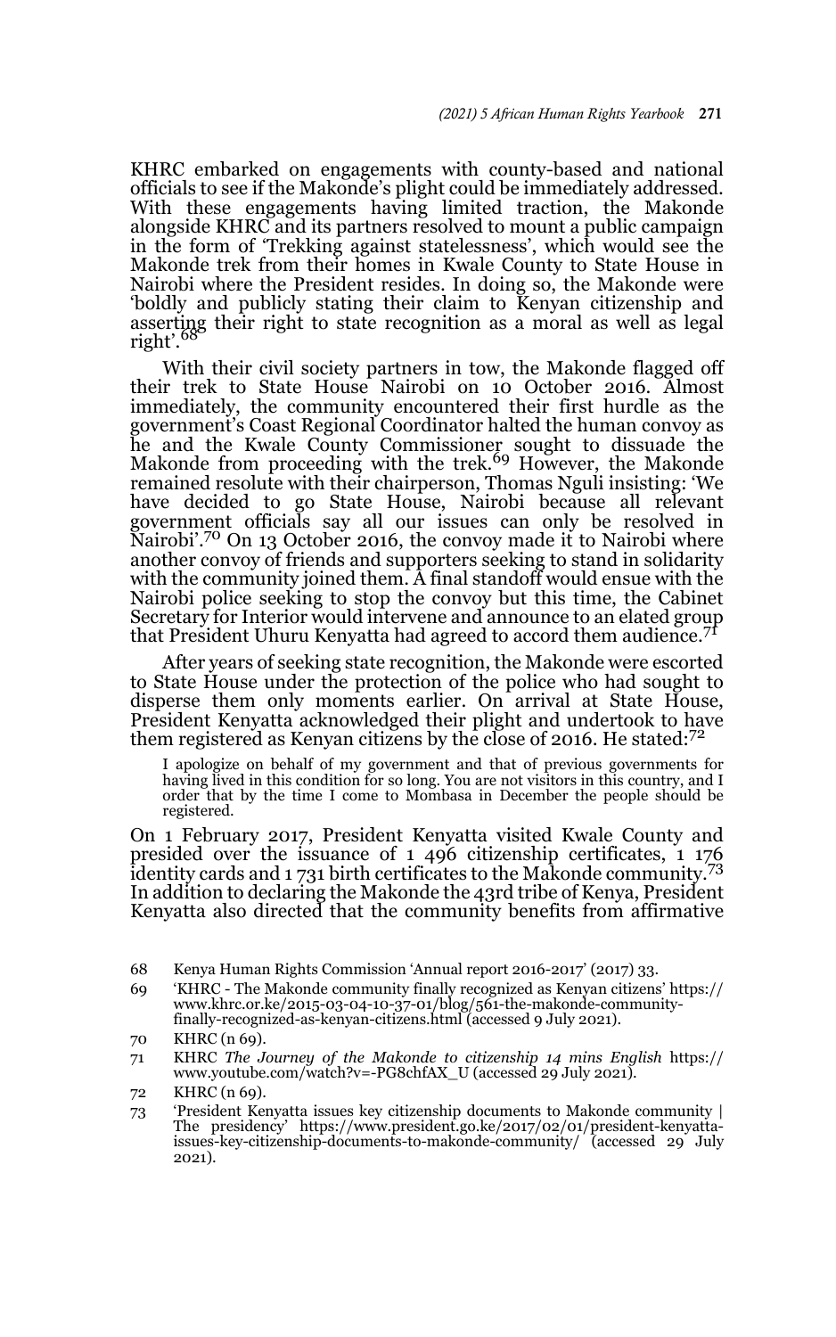KHRC embarked on engagements with county-based and national officials to see if the Makonde's plight could be immediately addressed. With these engagements having limited traction, the Makonde alongside KHRC and its partners resolved to mount a public campaign in the form of 'Trekking against statelessness', which would see the Makonde trek from their homes in Kwale County to State House in Nairobi where the President resides. In doing so, the Makonde were 'boldly and publicly stating their claim to Kenyan citizenship and asserting their right to state recognition as a moral as well as legal right'.[68]

With their civil society partners in tow, the Makonde flagged off their trek to State House Nairobi on 10 October 2016. Almost immediately, the community encountered their first hurdle as the government's Coast Regional Coordinator halted the human convoy as he and the Kwale County Commissioner sought to dissuade the Makonde from proceeding with the trek.[69] However, the Makonde remained resolute with their chairperson, Thomas Nguli insisting: 'We have decided to go State House, Nairobi because all relevant government officials say all our issues can only be resolved in Nairobi'.[70] On 13 October 2016, the convoy made it to Nairobi where another convoy of friends and supporters seeking to stand in solidarity with the community joined them. A final standoff would ensue with the Nairobi police seeking to stop the convoy but this time, the Cabinet Secretary for Interior would intervene and announce to an elated group that President Uhuru Kenyatta had agreed to accord them audience.[71]

After years of seeking state recognition, the Makonde were escorted to State House under the protection of the police who had sought to disperse them only moments earlier. On arrival at State House, President Kenyatta acknowledged their plight and undertook to have them registered as Kenyan citizens by the close of 2016. He stated:[72]

> I apologize on behalf of my government and that of previous governments for having lived in this condition for so long. You are not visitors in this country, and I order that by the time I come to Mombasa in December the people should be registered.

On 1 February 2017, President Kenyatta visited Kwale County and presided over the issuance of 1 496 citizenship certificates, 1 176 identity cards and 1 731 birth certificates to the Makonde community.[73] In addition to declaring the Makonde the 43rd tribe of Kenya, President Kenyatta also directed that the community benefits from affirmative

---

68 Kenya Human Rights Commission 'Annual report 2016-2017' (2017) 33.

69 'KHRC - The Makonde community finally recognized as Kenyan citizens' https://www.khrc.or.ke/2015-03-04-10-37-01/blog/561-the-makonde-community-finally-recognized-as-kenyan-citizens.html (accessed 9 July 2021).

70 KHRC (n 69).

71 KHRC *The Journey of the Makonde to citizenship 14 mins English* https://www.youtube.com/watch?v=-PG8chfAX_U (accessed 29 July 2021).

72 KHRC (n 69).

73 'President Kenyatta issues key citizenship documents to Makonde community | The presidency' https://www.president.go.ke/2017/02/01/president-kenyatta-issues-key-citizenship-documents-to-makonde-community/ (accessed 29 July 2021).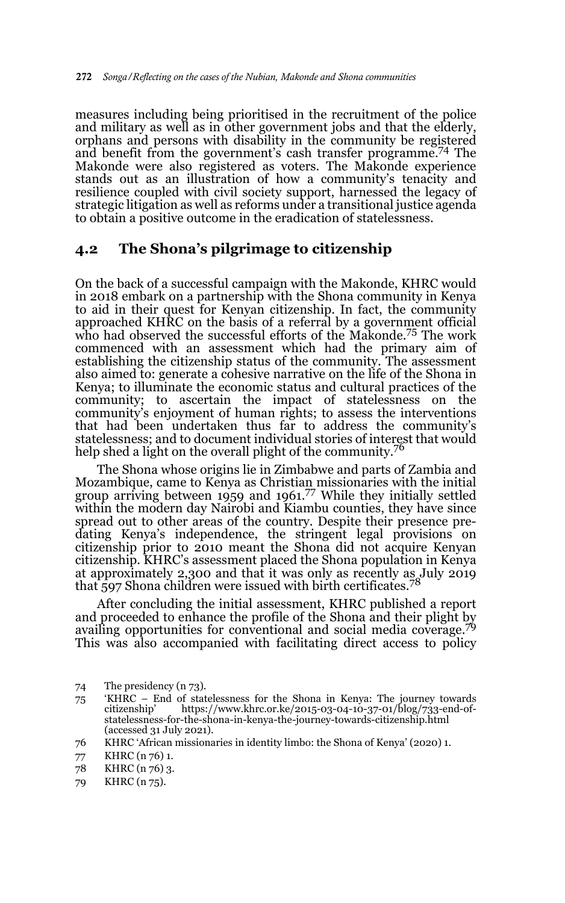measures including being prioritised in the recruitment of the police and military as well as in other government jobs and that the elderly, orphans and persons with disability in the community be registered and benefit from the government's cash transfer programme.[74] The Makonde were also registered as voters. The Makonde experience stands out as an illustration of how a community's tenacity and resilience coupled with civil society support, harnessed the legacy of strategic litigation as well as reforms under a transitional justice agenda to obtain a positive outcome in the eradication of statelessness.

## 4.2 The Shona's pilgrimage to citizenship

On the back of a successful campaign with the Makonde, KHRC would in 2018 embark on a partnership with the Shona community in Kenya to aid in their quest for Kenyan citizenship. In fact, the community approached KHRC on the basis of a referral by a government official who had observed the successful efforts of the Makonde.[75] The work commenced with an assessment which had the primary aim of establishing the citizenship status of the community. The assessment also aimed to: generate a cohesive narrative on the life of the Shona in Kenya; to illuminate the economic status and cultural practices of the community; to ascertain the impact of statelessness on the community's enjoyment of human rights; to assess the interventions that had been undertaken thus far to address the community's statelessness; and to document individual stories of interest that would help shed a light on the overall plight of the community.[76]

The Shona whose origins lie in Zimbabwe and parts of Zambia and Mozambique, came to Kenya as Christian missionaries with the initial group arriving between 1959 and 1961.[77] While they initially settled within the modern day Nairobi and Kiambu counties, they have since spread out to other areas of the country. Despite their presence pre-dating Kenya's independence, the stringent legal provisions on citizenship prior to 2010 meant the Shona did not acquire Kenyan citizenship. KHRC's assessment placed the Shona population in Kenya at approximately 2,300 and that it was only as recently as July 2019 that 597 Shona children were issued with birth certificates.[78]

After concluding the initial assessment, KHRC published a report and proceeded to enhance the profile of the Shona and their plight by availing opportunities for conventional and social media coverage.[79] This was also accompanied with facilitating direct access to policy

74 The presidency (n 73).

75 'KHRC – End of statelessness for the Shona in Kenya: The journey towards citizenship' https://www.khrc.or.ke/2015-03-04-10-37-01/blog/733-end-of-statelessness-for-the-shona-in-kenya-the-journey-towards-citizenship.html (accessed 31 July 2021).

76 KHRC 'African missionaries in identity limbo: the Shona of Kenya' (2020) 1.

77 KHRC (n 76) 1.

78 KHRC (n 76) 3.

79 KHRC (n 75).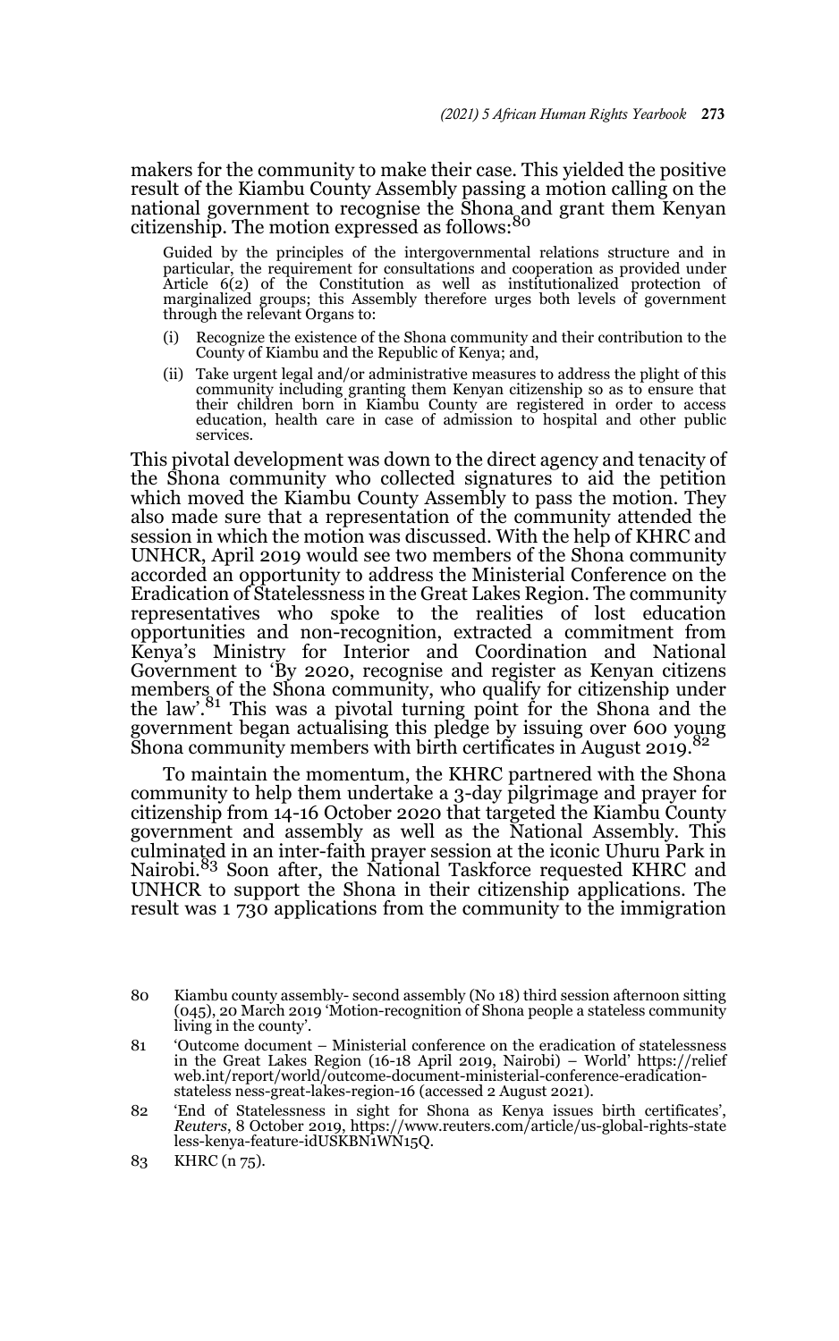makers for the community to make their case. This yielded the positive result of the Kiambu County Assembly passing a motion calling on the national government to recognise the Shona and grant them Kenyan citizenship. The motion expressed as follows:[80]

> Guided by the principles of the intergovernmental relations structure and in particular, the requirement for consultations and cooperation as provided under Article 6(2) of the Constitution as well as institutionalized protection of marginalized groups; this Assembly therefore urges both levels of government through the relevant Organs to:
>
> (i) Recognize the existence of the Shona community and their contribution to the County of Kiambu and the Republic of Kenya; and,
>
> (ii) Take urgent legal and/or administrative measures to address the plight of this community including granting them Kenyan citizenship so as to ensure that their children born in Kiambu County are registered in order to access education, health care in case of admission to hospital and other public services.

This pivotal development was down to the direct agency and tenacity of the Shona community who collected signatures to aid the petition which moved the Kiambu County Assembly to pass the motion. They also made sure that a representation of the community attended the session in which the motion was discussed. With the help of KHRC and UNHCR, April 2019 would see two members of the Shona community accorded an opportunity to address the Ministerial Conference on the Eradication of Statelessness in the Great Lakes Region. The community representatives who spoke to the realities of lost education opportunities and non-recognition, extracted a commitment from Kenya's Ministry for Interior and Coordination and National Government to 'By 2020, recognise and register as Kenyan citizens members of the Shona community, who qualify for citizenship under the law'.[81] This was a pivotal turning point for the Shona and the government began actualising this pledge by issuing over 600 young Shona community members with birth certificates in August 2019.[82]

To maintain the momentum, the KHRC partnered with the Shona community to help them undertake a 3-day pilgrimage and prayer for citizenship from 14-16 October 2020 that targeted the Kiambu County government and assembly as well as the National Assembly. This culminated in an inter-faith prayer session at the iconic Uhuru Park in Nairobi.[83] Soon after, the National Taskforce requested KHRC and UNHCR to support the Shona in their citizenship applications. The result was 1 730 applications from the community to the immigration

---

80 Kiambu county assembly- second assembly (No 18) third session afternoon sitting (045), 20 March 2019 'Motion-recognition of Shona people a stateless community living in the county'.

81 'Outcome document – Ministerial conference on the eradication of statelessness in the Great Lakes Region (16-18 April 2019, Nairobi) – World' https://reliefweb.int/report/world/outcome-document-ministerial-conference-eradication-statelessness-great-lakes-region-16 (accessed 2 August 2021).

82 'End of Statelessness in sight for Shona as Kenya issues birth certificates', *Reuters*, 8 October 2019, https://www.reuters.com/article/us-global-rights-stateless-kenya-feature-idUSKBN1WN15Q.

83 KHRC (n 75).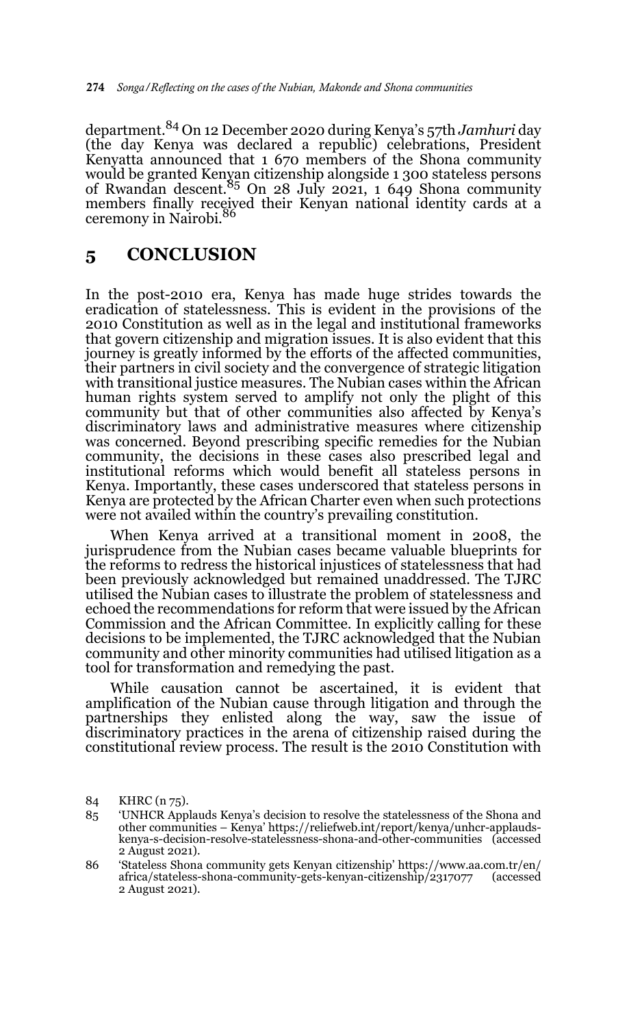department.[84] On 12 December 2020 during Kenya's 57th *Jamhuri* day (the day Kenya was declared a republic) celebrations, President Kenyatta announced that 1 670 members of the Shona community would be granted Kenyan citizenship alongside 1 300 stateless persons of Rwandan descent.[85] On 28 July 2021, 1 649 Shona community members finally received their Kenyan national identity cards at a ceremony in Nairobi.[86]

## 5 CONCLUSION

In the post-2010 era, Kenya has made huge strides towards the eradication of statelessness. This is evident in the provisions of the 2010 Constitution as well as in the legal and institutional frameworks that govern citizenship and migration issues. It is also evident that this journey is greatly informed by the efforts of the affected communities, their partners in civil society and the convergence of strategic litigation with transitional justice measures. The Nubian cases within the African human rights system served to amplify not only the plight of this community but that of other communities also affected by Kenya's discriminatory laws and administrative measures where citizenship was concerned. Beyond prescribing specific remedies for the Nubian community, the decisions in these cases also prescribed legal and institutional reforms which would benefit all stateless persons in Kenya. Importantly, these cases underscored that stateless persons in Kenya are protected by the African Charter even when such protections were not availed within the country's prevailing constitution.

When Kenya arrived at a transitional moment in 2008, the jurisprudence from the Nubian cases became valuable blueprints for the reforms to redress the historical injustices of statelessness that had been previously acknowledged but remained unaddressed. The TJRC utilised the Nubian cases to illustrate the problem of statelessness and echoed the recommendations for reform that were issued by the African Commission and the African Committee. In explicitly calling for these decisions to be implemented, the TJRC acknowledged that the Nubian community and other minority communities had utilised litigation as a tool for transformation and remedying the past.

While causation cannot be ascertained, it is evident that amplification of the Nubian cause through litigation and through the partnerships they enlisted along the way, saw the issue of discriminatory practices in the arena of citizenship raised during the constitutional review process. The result is the 2010 Constitution with

---

84 KHRC (n 75).

85 'UNHCR Applauds Kenya's decision to resolve the statelessness of the Shona and other communities – Kenya' https://reliefweb.int/report/kenya/unhcr-applauds-kenya-s-decision-resolve-statelessness-shona-and-other-communities (accessed 2 August 2021).

86 'Stateless Shona community gets Kenyan citizenship' https://www.aa.com.tr/en/africa/stateless-shona-community-gets-kenyan-citizenship/2317077 (accessed 2 August 2021).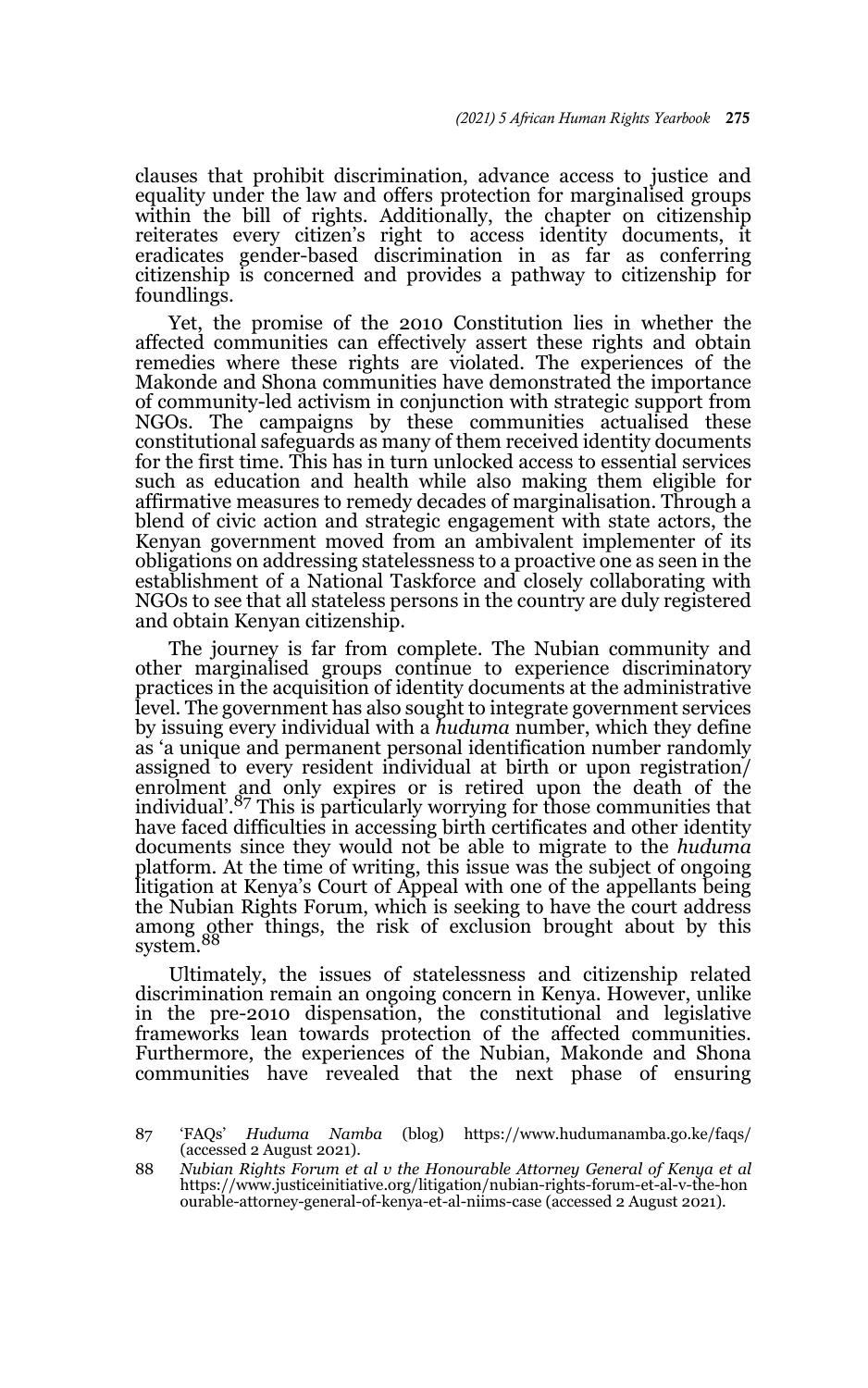clauses that prohibit discrimination, advance access to justice and equality under the law and offers protection for marginalised groups within the bill of rights. Additionally, the chapter on citizenship reiterates every citizen's right to access identity documents, it eradicates gender-based discrimination in as far as conferring citizenship is concerned and provides a pathway to citizenship for foundlings.

Yet, the promise of the 2010 Constitution lies in whether the affected communities can effectively assert these rights and obtain remedies where these rights are violated. The experiences of the Makonde and Shona communities have demonstrated the importance of community-led activism in conjunction with strategic support from NGOs. The campaigns by these communities actualised these constitutional safeguards as many of them received identity documents for the first time. This has in turn unlocked access to essential services such as education and health while also making them eligible for affirmative measures to remedy decades of marginalisation. Through a blend of civic action and strategic engagement with state actors, the Kenyan government moved from an ambivalent implementer of its obligations on addressing statelessness to a proactive one as seen in the establishment of a National Taskforce and closely collaborating with NGOs to see that all stateless persons in the country are duly registered and obtain Kenyan citizenship.

The journey is far from complete. The Nubian community and other marginalised groups continue to experience discriminatory practices in the acquisition of identity documents at the administrative level. The government has also sought to integrate government services by issuing every individual with a *huduma* number, which they define as 'a unique and permanent personal identification number randomly assigned to every resident individual at birth or upon registration/enrolment and only expires or is retired upon the death of the individual'.[87] This is particularly worrying for those communities that have faced difficulties in accessing birth certificates and other identity documents since they would not be able to migrate to the *huduma* platform. At the time of writing, this issue was the subject of ongoing litigation at Kenya's Court of Appeal with one of the appellants being the Nubian Rights Forum, which is seeking to have the court address among other things, the risk of exclusion brought about by this system.[88]

Ultimately, the issues of statelessness and citizenship related discrimination remain an ongoing concern in Kenya. However, unlike in the pre-2010 dispensation, the constitutional and legislative frameworks lean towards protection of the affected communities. Furthermore, the experiences of the Nubian, Makonde and Shona communities have revealed that the next phase of ensuring

---

87 'FAQs' *Huduma Namba* (blog) https://www.hudumanamba.go.ke/faqs/ (accessed 2 August 2021).

88 *Nubian Rights Forum et al v the Honourable Attorney General of Kenya et al* https://www.justiceinitiative.org/litigation/nubian-rights-forum-et-al-v-the-honourable-attorney-general-of-kenya-et-al-niims-case (accessed 2 August 2021).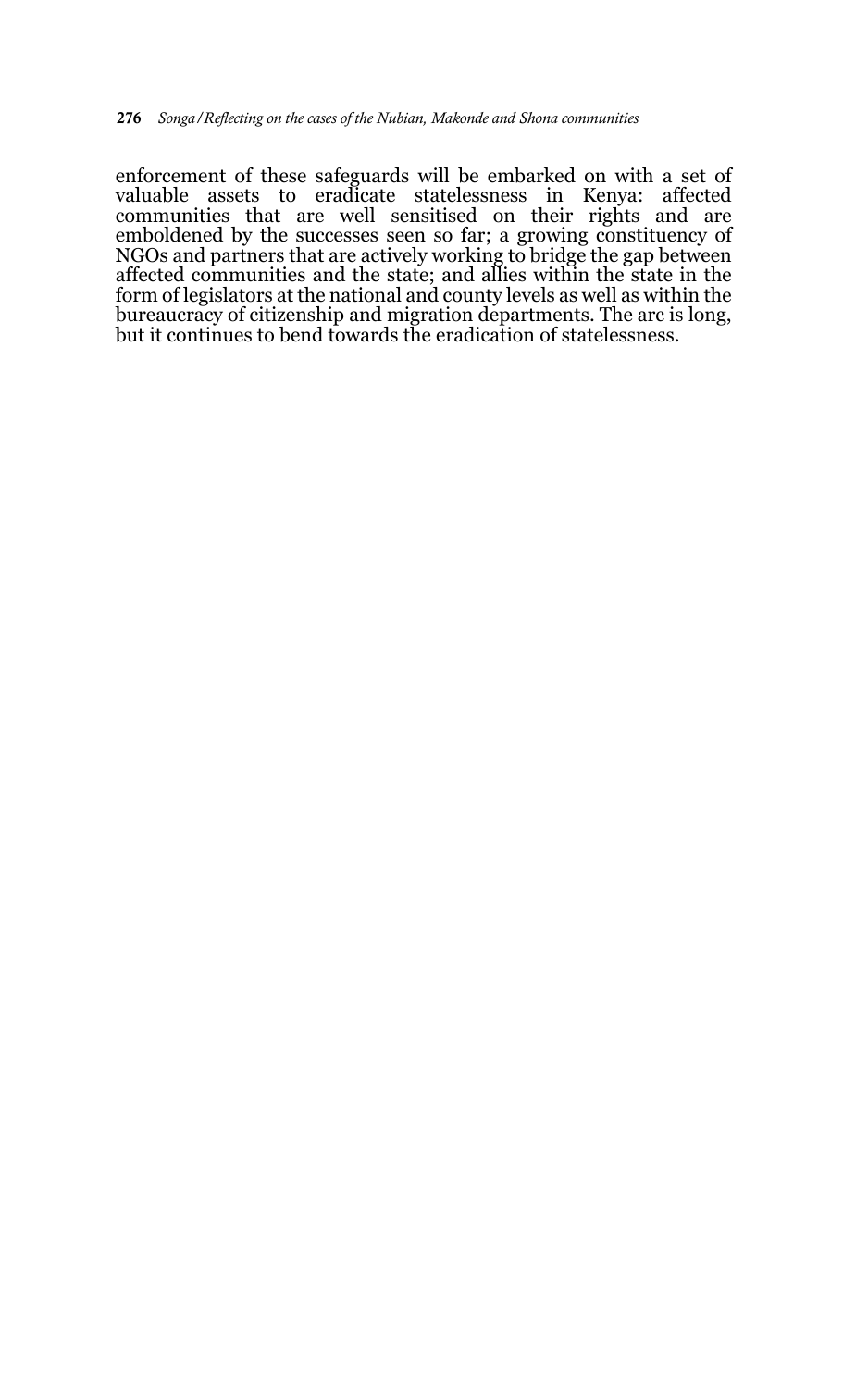enforcement of these safeguards will be embarked on with a set of valuable assets to eradicate statelessness in Kenya: affected communities that are well sensitised on their rights and are emboldened by the successes seen so far; a growing constituency of NGOs and partners that are actively working to bridge the gap between affected communities and the state; and allies within the state in the form of legislators at the national and county levels as well as within the bureaucracy of citizenship and migration departments. The arc is long, but it continues to bend towards the eradication of statelessness.